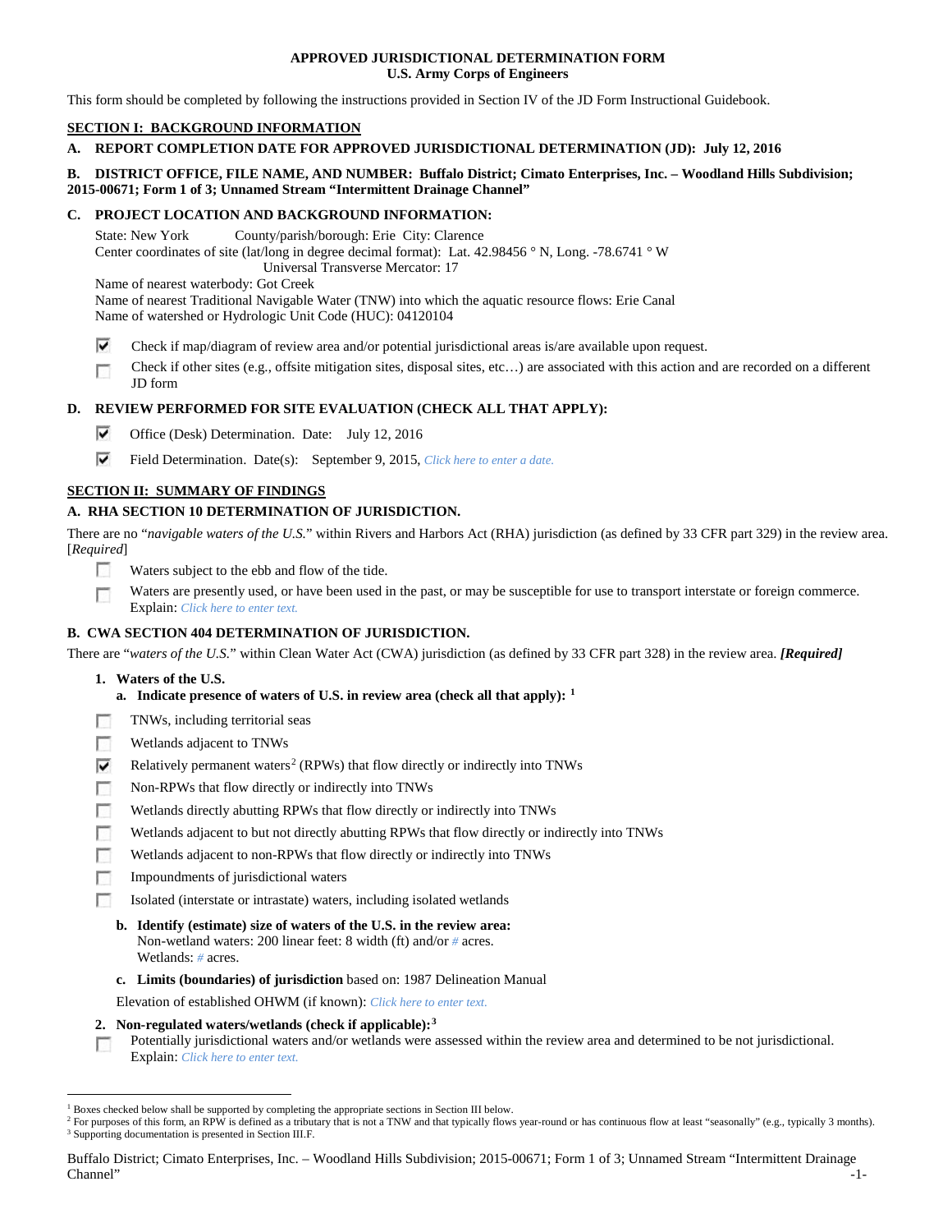**APPROVED JURISDICTIONAL DETERMINATION FORM**
**U.S. Army Corps of Engineers**

This form should be completed by following the instructions provided in Section IV of the JD Form Instructional Guidebook.

## SECTION I: BACKGROUND INFORMATION

**A. REPORT COMPLETION DATE FOR APPROVED JURISDICTIONAL DETERMINATION (JD): July 12, 2016**

**B. DISTRICT OFFICE, FILE NAME, AND NUMBER: Buffalo District; Cimato Enterprises, Inc. – Woodland Hills Subdivision; 2015-00671; Form 1 of 3; Unnamed Stream "Intermittent Drainage Channel"**

**C. PROJECT LOCATION AND BACKGROUND INFORMATION:**

State: New York  County/parish/borough: Erie  City: Clarence
Center coordinates of site (lat/long in degree decimal format): Lat. 42.98456 ° N, Long. -78.6741 ° W
Universal Transverse Mercator: 17
Name of nearest waterbody: Got Creek
Name of nearest Traditional Navigable Water (TNW) into which the aquatic resource flows: Erie Canal
Name of watershed or Hydrologic Unit Code (HUC): 04120104

☑ Check if map/diagram of review area and/or potential jurisdictional areas is/are available upon request.

☐ Check if other sites (e.g., offsite mitigation sites, disposal sites, etc…) are associated with this action and are recorded on a different JD form

**D. REVIEW PERFORMED FOR SITE EVALUATION (CHECK ALL THAT APPLY):**

☑ Office (Desk) Determination. Date: July 12, 2016

☑ Field Determination. Date(s): September 9, 2015, *Click here to enter a date.*

## SECTION II: SUMMARY OF FINDINGS

**A. RHA SECTION 10 DETERMINATION OF JURISDICTION.**

There are no "*navigable waters of the U.S.*" within Rivers and Harbors Act (RHA) jurisdiction (as defined by 33 CFR part 329) in the review area. [*Required*]

☐ Waters subject to the ebb and flow of the tide.

☐ Waters are presently used, or have been used in the past, or may be susceptible for use to transport interstate or foreign commerce. Explain: *Click here to enter text.*

**B. CWA SECTION 404 DETERMINATION OF JURISDICTION.**

There are "*waters of the U.S.*" within Clean Water Act (CWA) jurisdiction (as defined by 33 CFR part 328) in the review area. ***[Required]***

**1. Waters of the U.S.**

**a. Indicate presence of waters of U.S. in review area (check all that apply):** [1]

☐ TNWs, including territorial seas

☐ Wetlands adjacent to TNWs

☑ Relatively permanent waters[2] (RPWs) that flow directly or indirectly into TNWs

☐ Non-RPWs that flow directly or indirectly into TNWs

☐ Wetlands directly abutting RPWs that flow directly or indirectly into TNWs

☐ Wetlands adjacent to but not directly abutting RPWs that flow directly or indirectly into TNWs

☐ Wetlands adjacent to non-RPWs that flow directly or indirectly into TNWs

☐ Impoundments of jurisdictional waters

☐ Isolated (interstate or intrastate) waters, including isolated wetlands

**b. Identify (estimate) size of waters of the U.S. in the review area:**
Non-wetland waters: 200 linear feet: 8 width (ft) and/or # acres.
Wetlands: # acres.

**c. Limits (boundaries) of jurisdiction** based on: 1987 Delineation Manual

Elevation of established OHWM (if known): *Click here to enter text.*

**2. Non-regulated waters/wetlands (check if applicable):**[3]

☐ Potentially jurisdictional waters and/or wetlands were assessed within the review area and determined to be not jurisdictional. Explain: *Click here to enter text.*

---

[1] Boxes checked below shall be supported by completing the appropriate sections in Section III below.
[2] For purposes of this form, an RPW is defined as a tributary that is not a TNW and that typically flows year-round or has continuous flow at least "seasonally" (e.g., typically 3 months).
[3] Supporting documentation is presented in Section III.F.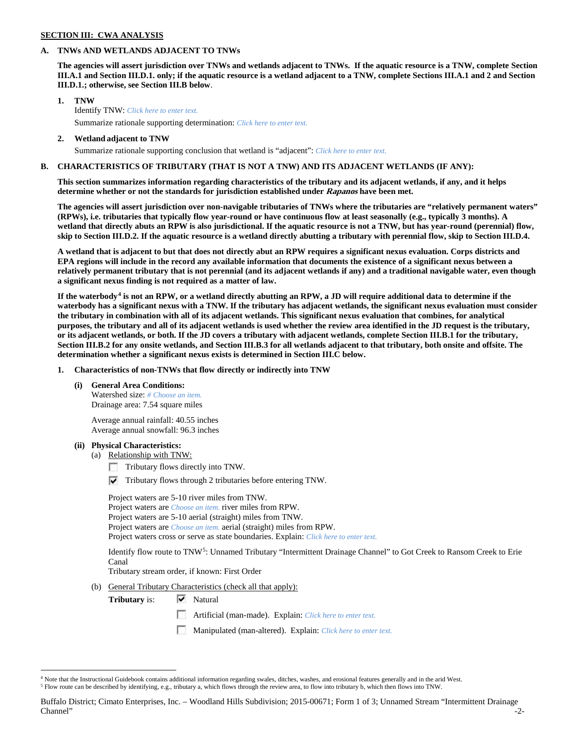**SECTION III: CWA ANALYSIS**

**A. TNWs AND WETLANDS ADJACENT TO TNWs**

**The agencies will assert jurisdiction over TNWs and wetlands adjacent to TNWs. If the aquatic resource is a TNW, complete Section III.A.1 and Section III.D.1. only; if the aquatic resource is a wetland adjacent to a TNW, complete Sections III.A.1 and 2 and Section III.D.1.; otherwise, see Section III.B below.**

**1. TNW**

Identify TNW: *Click here to enter text.*

Summarize rationale supporting determination: *Click here to enter text.*

**2. Wetland adjacent to TNW**

Summarize rationale supporting conclusion that wetland is "adjacent": *Click here to enter text.*

**B. CHARACTERISTICS OF TRIBUTARY (THAT IS NOT A TNW) AND ITS ADJACENT WETLANDS (IF ANY):**

**This section summarizes information regarding characteristics of the tributary and its adjacent wetlands, if any, and it helps determine whether or not the standards for jurisdiction established under *Rapanos* have been met.**

**The agencies will assert jurisdiction over non-navigable tributaries of TNWs where the tributaries are "relatively permanent waters" (RPWs), i.e. tributaries that typically flow year-round or have continuous flow at least seasonally (e.g., typically 3 months). A wetland that directly abuts an RPW is also jurisdictional. If the aquatic resource is not a TNW, but has year-round (perennial) flow, skip to Section III.D.2. If the aquatic resource is a wetland directly abutting a tributary with perennial flow, skip to Section III.D.4.**

**A wetland that is adjacent to but that does not directly abut an RPW requires a significant nexus evaluation. Corps districts and EPA regions will include in the record any available information that documents the existence of a significant nexus between a relatively permanent tributary that is not perennial (and its adjacent wetlands if any) and a traditional navigable water, even though a significant nexus finding is not required as a matter of law.**

**If the waterbody[4] is not an RPW, or a wetland directly abutting an RPW, a JD will require additional data to determine if the waterbody has a significant nexus with a TNW. If the tributary has adjacent wetlands, the significant nexus evaluation must consider the tributary in combination with all of its adjacent wetlands. This significant nexus evaluation that combines, for analytical purposes, the tributary and all of its adjacent wetlands is used whether the review area identified in the JD request is the tributary, or its adjacent wetlands, or both. If the JD covers a tributary with adjacent wetlands, complete Section III.B.1 for the tributary, Section III.B.2 for any onsite wetlands, and Section III.B.3 for all wetlands adjacent to that tributary, both onsite and offsite. The determination whether a significant nexus exists is determined in Section III.C below.**

**1. Characteristics of non-TNWs that flow directly or indirectly into TNW**

**(i) General Area Conditions:**

Watershed size: *# Choose an item.*
Drainage area: 7.54 square miles

Average annual rainfall: 40.55 inches
Average annual snowfall: 96.3 inches

**(ii) Physical Characteristics:**

(a) Relationship with TNW:

☐ Tributary flows directly into TNW.

☑ Tributary flows through 2 tributaries before entering TNW.

Project waters are 5-10 river miles from TNW.
Project waters are *Choose an item.* river miles from RPW.
Project waters are 5-10 aerial (straight) miles from TNW.
Project waters are *Choose an item.* aerial (straight) miles from RPW.
Project waters cross or serve as state boundaries. Explain: *Click here to enter text.*

Identify flow route to TNW[5]: Unnamed Tributary "Intermittent Drainage Channel" to Got Creek to Ransom Creek to Erie Canal
Tributary stream order, if known: First Order

(b) General Tributary Characteristics (check all that apply):

**Tributary** is:

☑ Natural

☐ Artificial (man-made). Explain: *Click here to enter text.*

☐ Manipulated (man-altered). Explain: *Click here to enter text.*

---

[4] Note that the Instructional Guidebook contains additional information regarding swales, ditches, washes, and erosional features generally and in the arid West.

[5] Flow route can be described by identifying, e.g., tributary a, which flows through the review area, to flow into tributary b, which then flows into TNW.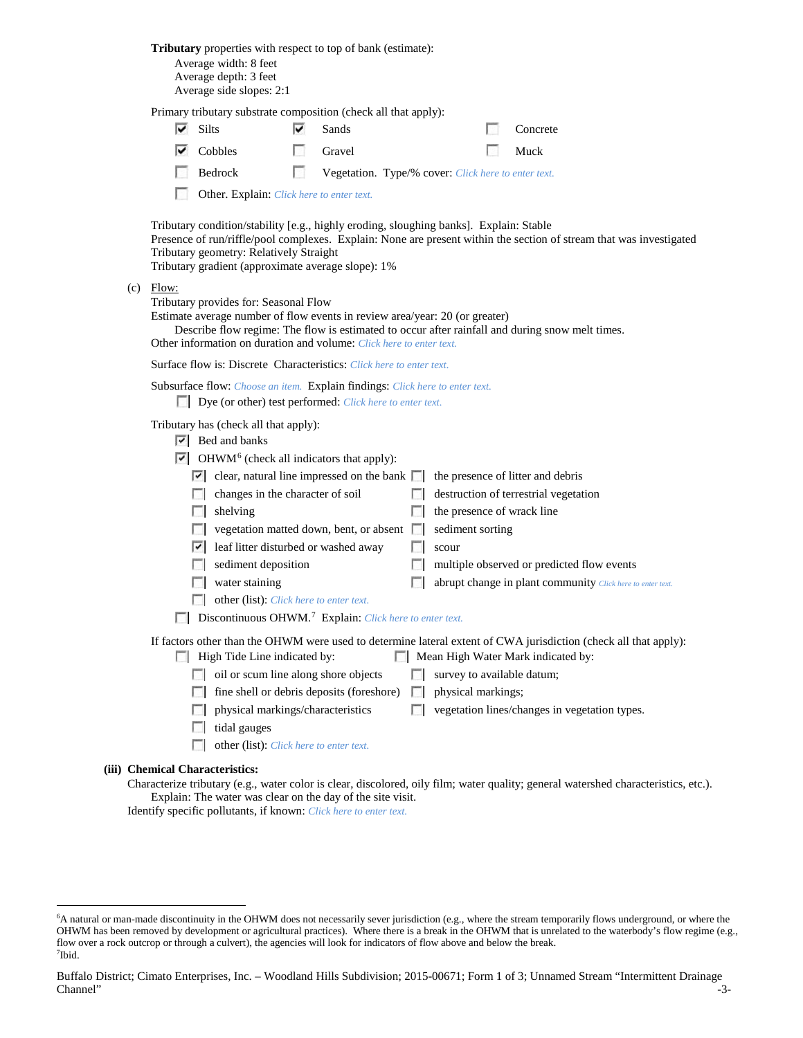**Tributary** properties with respect to top of bank (estimate):

Average width: 8 feet
Average depth: 3 feet
Average side slopes: 2:1

Primary tributary substrate composition (check all that apply):

- [x] Silts
- [x] Sands
- [ ] Concrete
- [x] Cobbles
- [ ] Gravel
- [ ] Muck
- [ ] Bedrock
- [ ] Vegetation. Type/% cover: Click here to enter text.
- [ ] Other. Explain: Click here to enter text.

Tributary condition/stability [e.g., highly eroding, sloughing banks]. Explain: Stable
Presence of run/riffle/pool complexes. Explain: None are present within the section of stream that was investigated
Tributary geometry: Relatively Straight
Tributary gradient (approximate average slope): 1%

(c) Flow:

Tributary provides for: Seasonal Flow
Estimate average number of flow events in review area/year: 20 (or greater)
Describe flow regime: The flow is estimated to occur after rainfall and during snow melt times.
Other information on duration and volume: Click here to enter text.

Surface flow is: Discrete Characteristics: Click here to enter text.

Subsurface flow: Choose an item. Explain findings: Click here to enter text.

- [ ] Dye (or other) test performed: Click here to enter text.

Tributary has (check all that apply):

- [x] Bed and banks
- [x] OHWM[6] (check all indicators that apply):
  - [x] clear, natural line impressed on the bank
  - [ ] changes in the character of soil
  - [ ] shelving
  - [ ] vegetation matted down, bent, or absent
  - [x] leaf litter disturbed or washed away
  - [ ] sediment deposition
  - [ ] water staining
  - [ ] other (list): Click here to enter text.
  - [ ] the presence of litter and debris
  - [ ] destruction of terrestrial vegetation
  - [ ] the presence of wrack line
  - [ ] sediment sorting
  - [ ] scour
  - [ ] multiple observed or predicted flow events
  - [ ] abrupt change in plant community Click here to enter text.
- [ ] Discontinuous OHWM.[7] Explain: Click here to enter text.

If factors other than the OHWM were used to determine lateral extent of CWA jurisdiction (check all that apply):

- [ ] High Tide Line indicated by:
  - [ ] oil or scum line along shore objects
  - [ ] fine shell or debris deposits (foreshore)
  - [ ] physical markings/characteristics
  - [ ] tidal gauges
  - [ ] other (list): Click here to enter text.
- [ ] Mean High Water Mark indicated by:
  - [ ] survey to available datum;
  - [ ] physical markings;
  - [ ] vegetation lines/changes in vegetation types.

**(iii) Chemical Characteristics:**

Characterize tributary (e.g., water color is clear, discolored, oily film; water quality; general watershed characteristics, etc.).
Explain: The water was clear on the day of the site visit.
Identify specific pollutants, if known: Click here to enter text.

---

[6]A natural or man-made discontinuity in the OHWM does not necessarily sever jurisdiction (e.g., where the stream temporarily flows underground, or where the OHWM has been removed by development or agricultural practices). Where there is a break in the OHWM that is unrelated to the waterbody's flow regime (e.g., flow over a rock outcrop or through a culvert), the agencies will look for indicators of flow above and below the break.
[7]Ibid.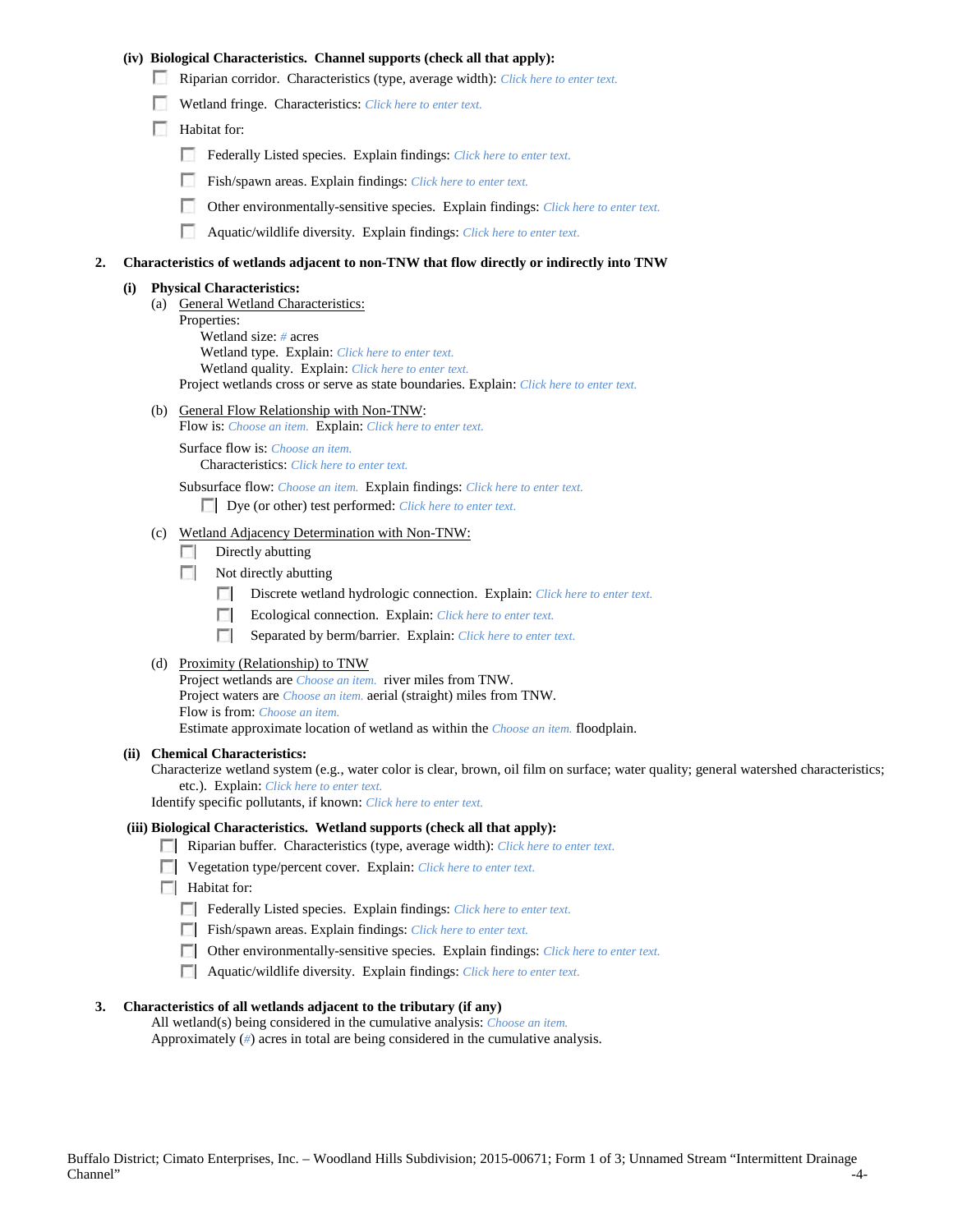**(iv) Biological Characteristics. Channel supports (check all that apply):**

- ☐ Riparian corridor. Characteristics (type, average width): *Click here to enter text.*
- ☐ Wetland fringe. Characteristics: *Click here to enter text.*
- ☐ Habitat for:
  - ☐ Federally Listed species. Explain findings: *Click here to enter text.*
  - ☐ Fish/spawn areas. Explain findings: *Click here to enter text.*
  - ☐ Other environmentally-sensitive species. Explain findings: *Click here to enter text.*
  - ☐ Aquatic/wildlife diversity. Explain findings: *Click here to enter text.*

**2. Characteristics of wetlands adjacent to non-TNW that flow directly or indirectly into TNW**

**(i) Physical Characteristics:**

(a) General Wetland Characteristics:

Properties:

Wetland size: *#* acres

Wetland type. Explain: *Click here to enter text.*

Wetland quality. Explain: *Click here to enter text.*

Project wetlands cross or serve as state boundaries. Explain: *Click here to enter text.*

(b) General Flow Relationship with Non-TNW:

Flow is: *Choose an item.* Explain: *Click here to enter text.*

Surface flow is: *Choose an item.*

Characteristics: *Click here to enter text.*

Subsurface flow: *Choose an item.* Explain findings: *Click here to enter text.*

- ☐ Dye (or other) test performed: *Click here to enter text.*

(c) Wetland Adjacency Determination with Non-TNW:

- ☐ Directly abutting
- ☐ Not directly abutting
  - ☐ Discrete wetland hydrologic connection. Explain: *Click here to enter text.*
  - ☐ Ecological connection. Explain: *Click here to enter text.*
  - ☐ Separated by berm/barrier. Explain: *Click here to enter text.*

(d) Proximity (Relationship) to TNW

Project wetlands are *Choose an item.* river miles from TNW.

Project waters are *Choose an item.* aerial (straight) miles from TNW.

Flow is from: *Choose an item.*

Estimate approximate location of wetland as within the *Choose an item.* floodplain.

**(ii) Chemical Characteristics:**

Characterize wetland system (e.g., water color is clear, brown, oil film on surface; water quality; general watershed characteristics; etc.). Explain: *Click here to enter text.*

Identify specific pollutants, if known: *Click here to enter text.*

**(iii) Biological Characteristics. Wetland supports (check all that apply):**

- ☐ Riparian buffer. Characteristics (type, average width): *Click here to enter text.*
- ☐ Vegetation type/percent cover. Explain: *Click here to enter text.*
- ☐ Habitat for:
  - ☐ Federally Listed species. Explain findings: *Click here to enter text.*
  - ☐ Fish/spawn areas. Explain findings: *Click here to enter text.*
  - ☐ Other environmentally-sensitive species. Explain findings: *Click here to enter text.*
  - ☐ Aquatic/wildlife diversity. Explain findings: *Click here to enter text.*

**3. Characteristics of all wetlands adjacent to the tributary (if any)**

All wetland(s) being considered in the cumulative analysis: *Choose an item.*

Approximately (*#*) acres in total are being considered in the cumulative analysis.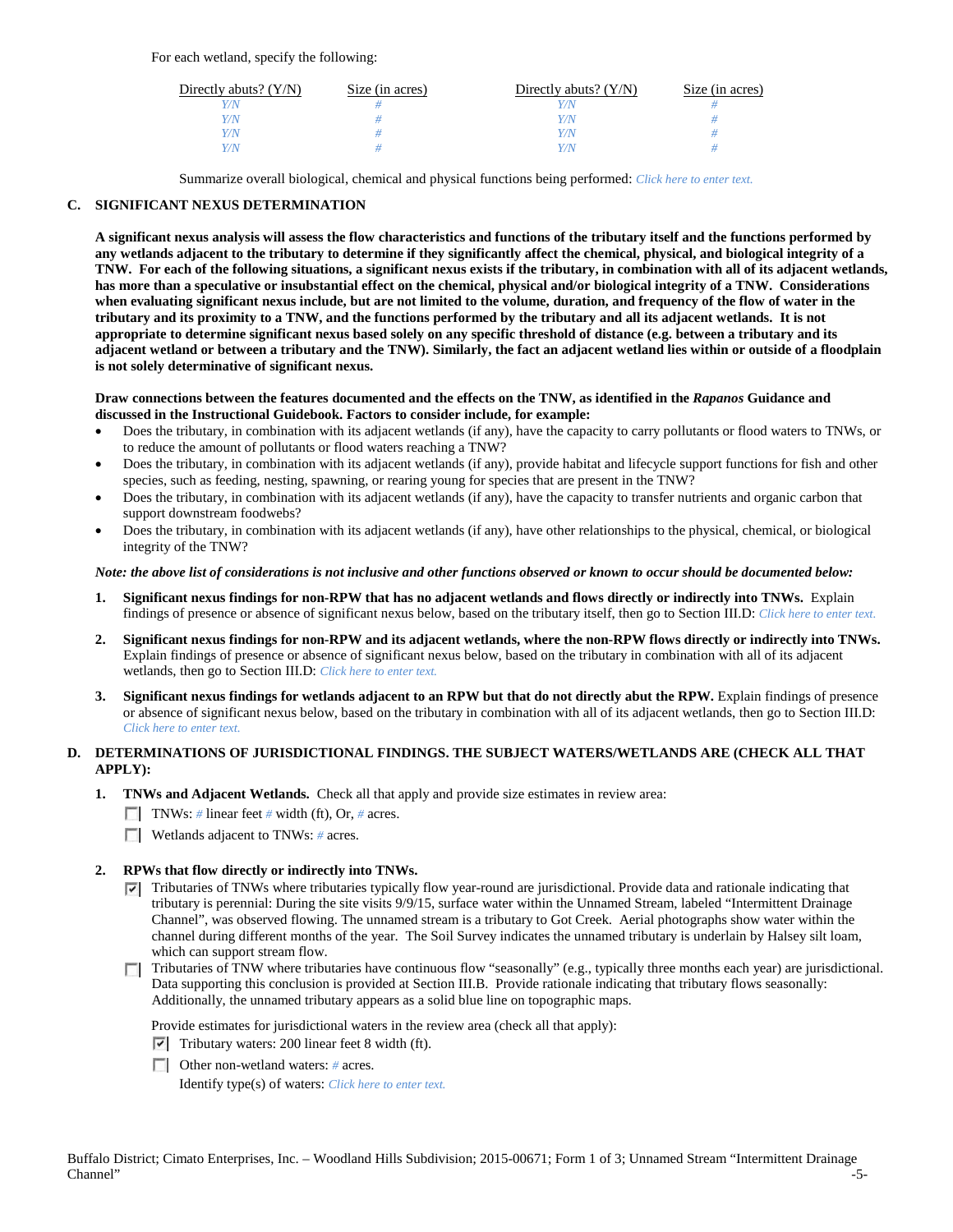For each wetland, specify the following:

| Directly abuts? (Y/N) | Size (in acres) | Directly abuts? (Y/N) | Size (in acres) |
|---|---|---|---|
| Y/N | # | Y/N | # |
| Y/N | # | Y/N | # |
| Y/N | # | Y/N | # |
| Y/N | # | Y/N | # |

Summarize overall biological, chemical and physical functions being performed: *Click here to enter text.*

## C. SIGNIFICANT NEXUS DETERMINATION

**A significant nexus analysis will assess the flow characteristics and functions of the tributary itself and the functions performed by any wetlands adjacent to the tributary to determine if they significantly affect the chemical, physical, and biological integrity of a TNW. For each of the following situations, a significant nexus exists if the tributary, in combination with all of its adjacent wetlands, has more than a speculative or insubstantial effect on the chemical, physical and/or biological integrity of a TNW. Considerations when evaluating significant nexus include, but are not limited to the volume, duration, and frequency of the flow of water in the tributary and its proximity to a TNW, and the functions performed by the tributary and all its adjacent wetlands. It is not appropriate to determine significant nexus based solely on any specific threshold of distance (e.g. between a tributary and its adjacent wetland or between a tributary and the TNW). Similarly, the fact an adjacent wetland lies within or outside of a floodplain is not solely determinative of significant nexus.**

**Draw connections between the features documented and the effects on the TNW, as identified in the *Rapanos* Guidance and discussed in the Instructional Guidebook. Factors to consider include, for example:**

- Does the tributary, in combination with its adjacent wetlands (if any), have the capacity to carry pollutants or flood waters to TNWs, or to reduce the amount of pollutants or flood waters reaching a TNW?
- Does the tributary, in combination with its adjacent wetlands (if any), provide habitat and lifecycle support functions for fish and other species, such as feeding, nesting, spawning, or rearing young for species that are present in the TNW?
- Does the tributary, in combination with its adjacent wetlands (if any), have the capacity to transfer nutrients and organic carbon that support downstream foodwebs?
- Does the tributary, in combination with its adjacent wetlands (if any), have other relationships to the physical, chemical, or biological integrity of the TNW?

***Note: the above list of considerations is not inclusive and other functions observed or known to occur should be documented below:***

1. **Significant nexus findings for non-RPW that has no adjacent wetlands and flows directly or indirectly into TNWs.** Explain findings of presence or absence of significant nexus below, based on the tributary itself, then go to Section III.D: *Click here to enter text.*

2. **Significant nexus findings for non-RPW and its adjacent wetlands, where the non-RPW flows directly or indirectly into TNWs.** Explain findings of presence or absence of significant nexus below, based on the tributary in combination with all of its adjacent wetlands, then go to Section III.D: *Click here to enter text.*

3. **Significant nexus findings for wetlands adjacent to an RPW but that do not directly abut the RPW.** Explain findings of presence or absence of significant nexus below, based on the tributary in combination with all of its adjacent wetlands, then go to Section III.D: *Click here to enter text.*

## D. DETERMINATIONS OF JURISDICTIONAL FINDINGS. THE SUBJECT WATERS/WETLANDS ARE (CHECK ALL THAT APPLY):

1. **TNWs and Adjacent Wetlands.** Check all that apply and provide size estimates in review area:
   - ☐ TNWs: # linear feet # width (ft), Or, # acres.
   - ☐ Wetlands adjacent to TNWs: # acres.

2. **RPWs that flow directly or indirectly into TNWs.**
   - ☑ Tributaries of TNWs where tributaries typically flow year-round are jurisdictional. Provide data and rationale indicating that tributary is perennial: During the site visits 9/9/15, surface water within the Unnamed Stream, labeled "Intermittent Drainage Channel", was observed flowing. The unnamed stream is a tributary to Got Creek. Aerial photographs show water within the channel during different months of the year. The Soil Survey indicates the unnamed tributary is underlain by Halsey silt loam, which can support stream flow.
   - ☐ Tributaries of TNW where tributaries have continuous flow "seasonally" (e.g., typically three months each year) are jurisdictional. Data supporting this conclusion is provided at Section III.B. Provide rationale indicating that tributary flows seasonally: Additionally, the unnamed tributary appears as a solid blue line on topographic maps.

   Provide estimates for jurisdictional waters in the review area (check all that apply):
   - ☑ Tributary waters: 200 linear feet 8 width (ft).
   - ☐ Other non-wetland waters: # acres.

     Identify type(s) of waters: *Click here to enter text.*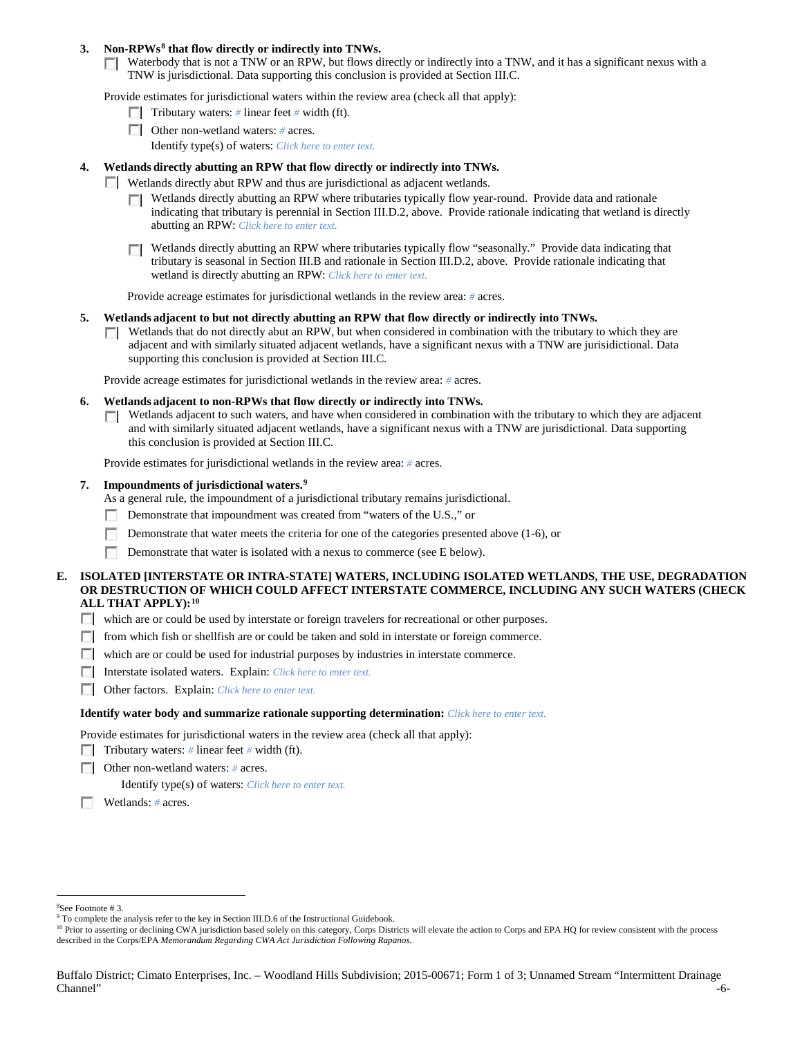3. **Non-RPWs[8] that flow directly or indirectly into TNWs.**
   - ☐ Waterbody that is not a TNW or an RPW, but flows directly or indirectly into a TNW, and it has a significant nexus with a TNW is jurisdictional. Data supporting this conclusion is provided at Section III.C.

   Provide estimates for jurisdictional waters within the review area (check all that apply):
   - ☐ Tributary waters: # linear feet # width (ft).
   - ☐ Other non-wetland waters: # acres.
     Identify type(s) of waters: *Click here to enter text.*

4. **Wetlands directly abutting an RPW that flow directly or indirectly into TNWs.**
   - ☐ Wetlands directly abut RPW and thus are jurisdictional as adjacent wetlands.
     - ☐ Wetlands directly abutting an RPW where tributaries typically flow year-round. Provide data and rationale indicating that tributary is perennial in Section III.D.2, above. Provide rationale indicating that wetland is directly abutting an RPW: *Click here to enter text.*
     - ☐ Wetlands directly abutting an RPW where tributaries typically flow "seasonally." Provide data indicating that tributary is seasonal in Section III.B and rationale in Section III.D.2, above. Provide rationale indicating that wetland is directly abutting an RPW: *Click here to enter text.*

   Provide acreage estimates for jurisdictional wetlands in the review area: # acres.

5. **Wetlands adjacent to but not directly abutting an RPW that flow directly or indirectly into TNWs.**
   - ☐ Wetlands that do not directly abut an RPW, but when considered in combination with the tributary to which they are adjacent and with similarly situated adjacent wetlands, have a significant nexus with a TNW are jurisidictional. Data supporting this conclusion is provided at Section III.C.

   Provide acreage estimates for jurisdictional wetlands in the review area: # acres.

6. **Wetlands adjacent to non-RPWs that flow directly or indirectly into TNWs.**
   - ☐ Wetlands adjacent to such waters, and have when considered in combination with the tributary to which they are adjacent and with similarly situated adjacent wetlands, have a significant nexus with a TNW are jurisdictional. Data supporting this conclusion is provided at Section III.C.

   Provide estimates for jurisdictional wetlands in the review area: # acres.

7. **Impoundments of jurisdictional waters.[9]**
   As a general rule, the impoundment of a jurisdictional tributary remains jurisdictional.
   - ☐ Demonstrate that impoundment was created from "waters of the U.S.," or
   - ☐ Demonstrate that water meets the criteria for one of the categories presented above (1-6), or
   - ☐ Demonstrate that water is isolated with a nexus to commerce (see E below).

**E. ISOLATED [INTERSTATE OR INTRA-STATE] WATERS, INCLUDING ISOLATED WETLANDS, THE USE, DEGRADATION OR DESTRUCTION OF WHICH COULD AFFECT INTERSTATE COMMERCE, INCLUDING ANY SUCH WATERS (CHECK ALL THAT APPLY):[10]**

- ☐ which are or could be used by interstate or foreign travelers for recreational or other purposes.
- ☐ from which fish or shellfish are or could be taken and sold in interstate or foreign commerce.
- ☐ which are or could be used for industrial purposes by industries in interstate commerce.
- ☐ Interstate isolated waters. Explain: *Click here to enter text.*
- ☐ Other factors. Explain: *Click here to enter text.*

**Identify water body and summarize rationale supporting determination:** *Click here to enter text.*

Provide estimates for jurisdictional waters in the review area (check all that apply):
- ☐ Tributary waters: # linear feet # width (ft).
- ☐ Other non-wetland waters: # acres.
  Identify type(s) of waters: *Click here to enter text.*
- ☐ Wetlands: # acres.

---

[8] See Footnote # 3.
[9] To complete the analysis refer to the key in Section III.D.6 of the Instructional Guidebook.
[10] Prior to asserting or declining CWA jurisdiction based solely on this category, Corps Districts will elevate the action to Corps and EPA HQ for review consistent with the process described in the Corps/EPA *Memorandum Regarding CWA Act Jurisdiction Following Rapanos.*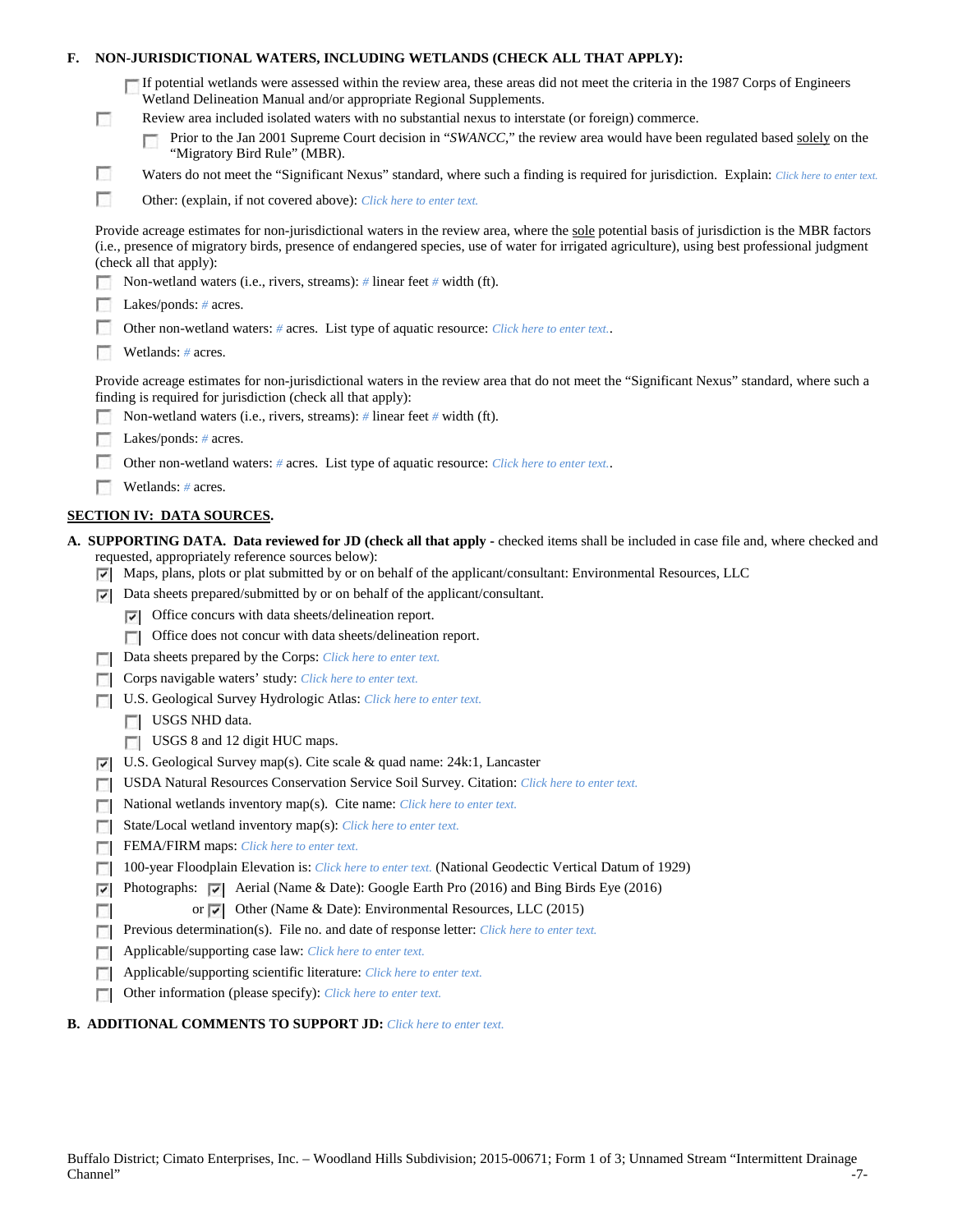**F. NON-JURISDICTIONAL WATERS, INCLUDING WETLANDS (CHECK ALL THAT APPLY):**

- ☐ If potential wetlands were assessed within the review area, these areas did not meet the criteria in the 1987 Corps of Engineers Wetland Delineation Manual and/or appropriate Regional Supplements.
- ☐ Review area included isolated waters with no substantial nexus to interstate (or foreign) commerce.
  - ☐ Prior to the Jan 2001 Supreme Court decision in "*SWANCC*," the review area would have been regulated based solely on the "Migratory Bird Rule" (MBR).
- ☐ Waters do not meet the "Significant Nexus" standard, where such a finding is required for jurisdiction. Explain: *Click here to enter text.*
- ☐ Other: (explain, if not covered above): *Click here to enter text.*

Provide acreage estimates for non-jurisdictional waters in the review area, where the sole potential basis of jurisdiction is the MBR factors (i.e., presence of migratory birds, presence of endangered species, use of water for irrigated agriculture), using best professional judgment (check all that apply):

- ☐ Non-wetland waters (i.e., rivers, streams): *#* linear feet *#* width (ft).
- ☐ Lakes/ponds: *#* acres.
- ☐ Other non-wetland waters: *#* acres. List type of aquatic resource: *Click here to enter text.*.
- ☐ Wetlands: *#* acres.

Provide acreage estimates for non-jurisdictional waters in the review area that do not meet the "Significant Nexus" standard, where such a finding is required for jurisdiction (check all that apply):

- ☐ Non-wetland waters (i.e., rivers, streams): *#* linear feet *#* width (ft).
- ☐ Lakes/ponds: *#* acres.
- ☐ Other non-wetland waters: *#* acres. List type of aquatic resource: *Click here to enter text.*.
- ☐ Wetlands: *#* acres.

## SECTION IV: DATA SOURCES.

**A. SUPPORTING DATA. Data reviewed for JD (check all that apply** - checked items shall be included in case file and, where checked and requested, appropriately reference sources below):

- ☑ Maps, plans, plots or plat submitted by or on behalf of the applicant/consultant: Environmental Resources, LLC
- ☑ Data sheets prepared/submitted by or on behalf of the applicant/consultant.
  - ☑ Office concurs with data sheets/delineation report.
  - ☐ Office does not concur with data sheets/delineation report.
- ☐ Data sheets prepared by the Corps: *Click here to enter text.*
- ☐ Corps navigable waters' study: *Click here to enter text.*
- ☐ U.S. Geological Survey Hydrologic Atlas: *Click here to enter text.*
  - ☐ USGS NHD data.
  - ☐ USGS 8 and 12 digit HUC maps.
- ☑ U.S. Geological Survey map(s). Cite scale & quad name: 24k:1, Lancaster
- ☐ USDA Natural Resources Conservation Service Soil Survey. Citation: *Click here to enter text.*
- ☐ National wetlands inventory map(s). Cite name: *Click here to enter text.*
- ☐ State/Local wetland inventory map(s): *Click here to enter text.*
- ☐ FEMA/FIRM maps: *Click here to enter text.*
- ☐ 100-year Floodplain Elevation is: *Click here to enter text.* (National Geodectic Vertical Datum of 1929)
- ☑ Photographs: ☑ Aerial (Name & Date): Google Earth Pro (2016) and Bing Birds Eye (2016)
- ☐ or ☑ Other (Name & Date): Environmental Resources, LLC (2015)
- ☐ Previous determination(s). File no. and date of response letter: *Click here to enter text.*
- ☐ Applicable/supporting case law: *Click here to enter text.*
- ☐ Applicable/supporting scientific literature: *Click here to enter text.*
- ☐ Other information (please specify): *Click here to enter text.*

**B. ADDITIONAL COMMENTS TO SUPPORT JD:** *Click here to enter text.*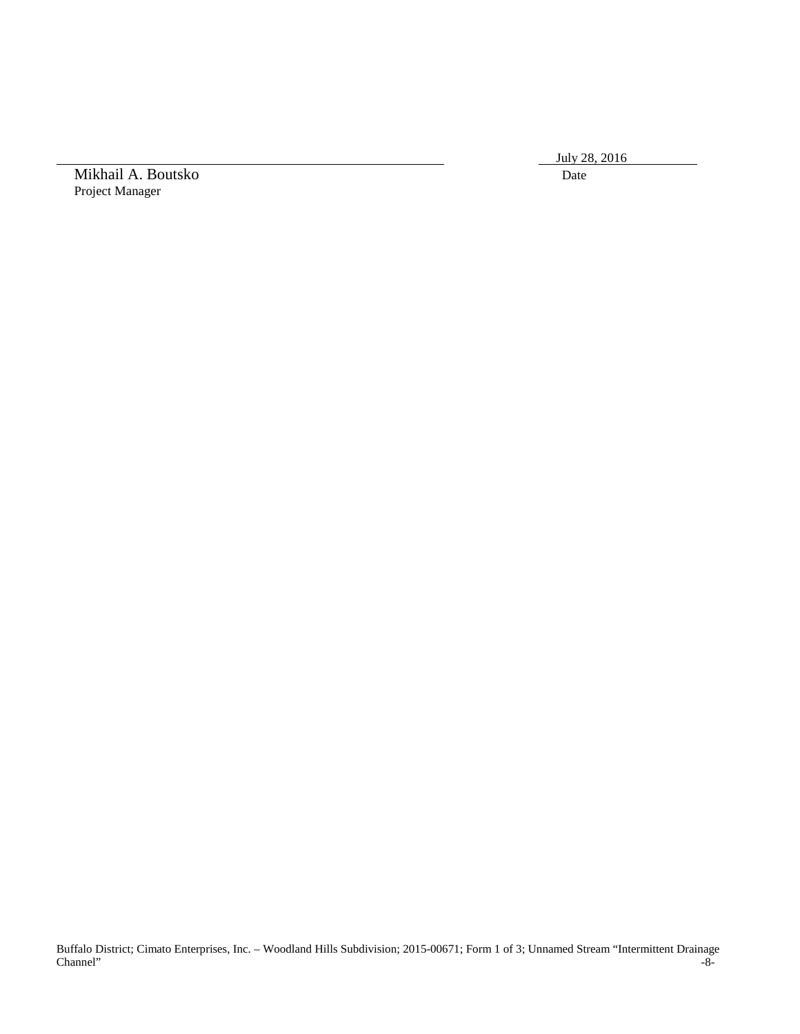Mikhail A. Boutsko
Project Manager

July 28, 2016
Date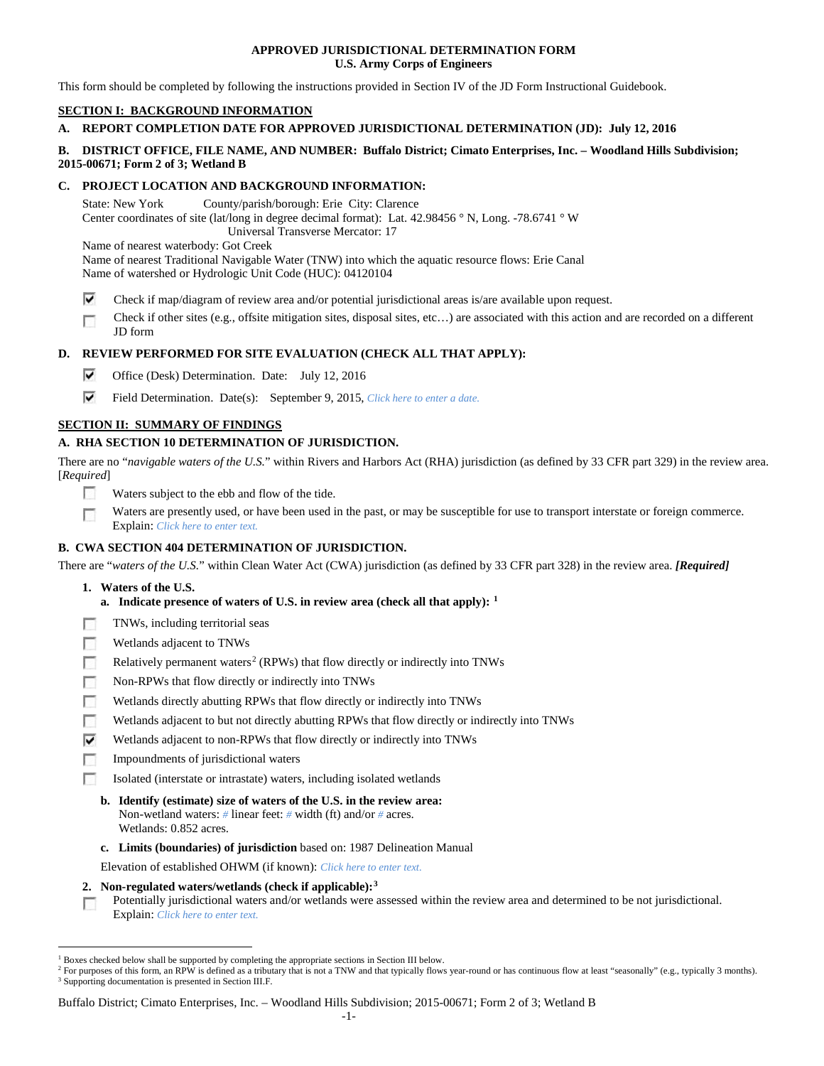**APPROVED JURISDICTIONAL DETERMINATION FORM**
**U.S. Army Corps of Engineers**

This form should be completed by following the instructions provided in Section IV of the JD Form Instructional Guidebook.

## SECTION I: BACKGROUND INFORMATION

**A. REPORT COMPLETION DATE FOR APPROVED JURISDICTIONAL DETERMINATION (JD): July 12, 2016**

**B. DISTRICT OFFICE, FILE NAME, AND NUMBER: Buffalo District; Cimato Enterprises, Inc. – Woodland Hills Subdivision; 2015-00671; Form 2 of 3; Wetland B**

**C. PROJECT LOCATION AND BACKGROUND INFORMATION:**

State: New York County/parish/borough: Erie City: Clarence
Center coordinates of site (lat/long in degree decimal format): Lat. 42.98456 ° N, Long. -78.6741 ° W
Universal Transverse Mercator: 17
Name of nearest waterbody: Got Creek
Name of nearest Traditional Navigable Water (TNW) into which the aquatic resource flows: Erie Canal
Name of watershed or Hydrologic Unit Code (HUC): 04120104

- ☑ Check if map/diagram of review area and/or potential jurisdictional areas is/are available upon request.
- ☐ Check if other sites (e.g., offsite mitigation sites, disposal sites, etc…) are associated with this action and are recorded on a different JD form

**D. REVIEW PERFORMED FOR SITE EVALUATION (CHECK ALL THAT APPLY):**

- ☑ Office (Desk) Determination. Date: July 12, 2016
- ☑ Field Determination. Date(s): September 9, 2015, Click here to enter a date.

## SECTION II: SUMMARY OF FINDINGS

**A. RHA SECTION 10 DETERMINATION OF JURISDICTION.**

There are no "*navigable waters of the U.S.*" within Rivers and Harbors Act (RHA) jurisdiction (as defined by 33 CFR part 329) in the review area. [*Required*]

- ☐ Waters subject to the ebb and flow of the tide.
- ☐ Waters are presently used, or have been used in the past, or may be susceptible for use to transport interstate or foreign commerce. Explain: Click here to enter text.

**B. CWA SECTION 404 DETERMINATION OF JURISDICTION.**

There are "*waters of the U.S.*" within Clean Water Act (CWA) jurisdiction (as defined by 33 CFR part 328) in the review area. ***[Required]***

**1. Waters of the U.S.**

**a. Indicate presence of waters of U.S. in review area (check all that apply):** [1]

- ☐ TNWs, including territorial seas
- ☐ Wetlands adjacent to TNWs
- ☐ Relatively permanent waters[2] (RPWs) that flow directly or indirectly into TNWs
- ☐ Non-RPWs that flow directly or indirectly into TNWs
- ☐ Wetlands directly abutting RPWs that flow directly or indirectly into TNWs
- ☐ Wetlands adjacent to but not directly abutting RPWs that flow directly or indirectly into TNWs
- ☑ Wetlands adjacent to non-RPWs that flow directly or indirectly into TNWs
- ☐ Impoundments of jurisdictional waters
- ☐ Isolated (interstate or intrastate) waters, including isolated wetlands

**b. Identify (estimate) size of waters of the U.S. in the review area:**
Non-wetland waters: # linear feet: # width (ft) and/or # acres.
Wetlands: 0.852 acres.

**c. Limits (boundaries) of jurisdiction** based on: 1987 Delineation Manual

Elevation of established OHWM (if known): Click here to enter text.

**2. Non-regulated waters/wetlands (check if applicable):**[3]

- ☐ Potentially jurisdictional waters and/or wetlands were assessed within the review area and determined to be not jurisdictional. Explain: Click here to enter text.

---

[1] Boxes checked below shall be supported by completing the appropriate sections in Section III below.
[2] For purposes of this form, an RPW is defined as a tributary that is not a TNW and that typically flows year-round or has continuous flow at least "seasonally" (e.g., typically 3 months).
[3] Supporting documentation is presented in Section III.F.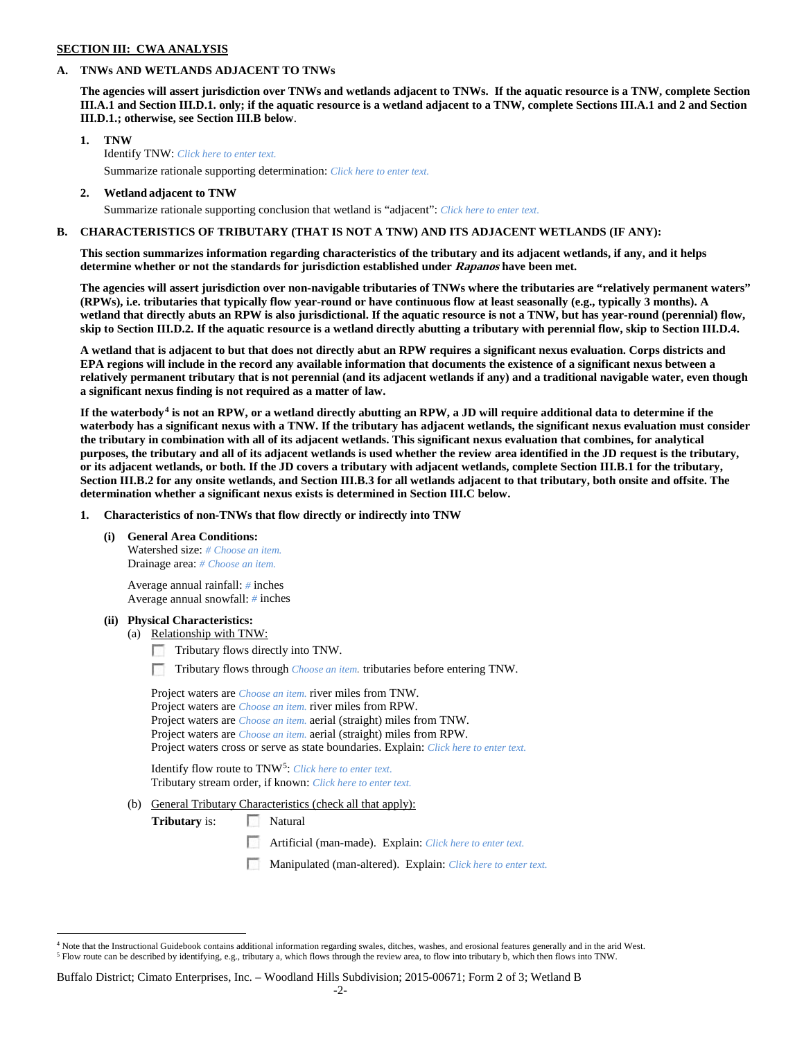**SECTION III: CWA ANALYSIS**

**A. TNWs AND WETLANDS ADJACENT TO TNWs**

**The agencies will assert jurisdiction over TNWs and wetlands adjacent to TNWs. If the aquatic resource is a TNW, complete Section III.A.1 and Section III.D.1. only; if the aquatic resource is a wetland adjacent to a TNW, complete Sections III.A.1 and 2 and Section III.D.1.; otherwise, see Section III.B below**.

**1. TNW**

Identify TNW: *Click here to enter text.*

Summarize rationale supporting determination: *Click here to enter text.*

**2. Wetland adjacent to TNW**

Summarize rationale supporting conclusion that wetland is "adjacent": *Click here to enter text.*

**B. CHARACTERISTICS OF TRIBUTARY (THAT IS NOT A TNW) AND ITS ADJACENT WETLANDS (IF ANY):**

**This section summarizes information regarding characteristics of the tributary and its adjacent wetlands, if any, and it helps determine whether or not the standards for jurisdiction established under *Rapanos* have been met.**

**The agencies will assert jurisdiction over non-navigable tributaries of TNWs where the tributaries are "relatively permanent waters" (RPWs), i.e. tributaries that typically flow year-round or have continuous flow at least seasonally (e.g., typically 3 months). A wetland that directly abuts an RPW is also jurisdictional. If the aquatic resource is not a TNW, but has year-round (perennial) flow, skip to Section III.D.2. If the aquatic resource is a wetland directly abutting a tributary with perennial flow, skip to Section III.D.4.**

**A wetland that is adjacent to but that does not directly abut an RPW requires a significant nexus evaluation. Corps districts and EPA regions will include in the record any available information that documents the existence of a significant nexus between a relatively permanent tributary that is not perennial (and its adjacent wetlands if any) and a traditional navigable water, even though a significant nexus finding is not required as a matter of law.**

**If the waterbody[4] is not an RPW, or a wetland directly abutting an RPW, a JD will require additional data to determine if the waterbody has a significant nexus with a TNW. If the tributary has adjacent wetlands, the significant nexus evaluation must consider the tributary in combination with all of its adjacent wetlands. This significant nexus evaluation that combines, for analytical purposes, the tributary and all of its adjacent wetlands is used whether the review area identified in the JD request is the tributary, or its adjacent wetlands, or both. If the JD covers a tributary with adjacent wetlands, complete Section III.B.1 for the tributary, Section III.B.2 for any onsite wetlands, and Section III.B.3 for all wetlands adjacent to that tributary, both onsite and offsite. The determination whether a significant nexus exists is determined in Section III.C below.**

**1. Characteristics of non-TNWs that flow directly or indirectly into TNW**

**(i) General Area Conditions:**

Watershed size: *# Choose an item.*
Drainage area: *# Choose an item.*

Average annual rainfall: *#* inches
Average annual snowfall: *#* inches

**(ii) Physical Characteristics:**

(a) Relationship with TNW:

☐ Tributary flows directly into TNW.

☐ Tributary flows through *Choose an item.* tributaries before entering TNW.

Project waters are *Choose an item.* river miles from TNW.
Project waters are *Choose an item.* river miles from RPW.
Project waters are *Choose an item.* aerial (straight) miles from TNW.
Project waters are *Choose an item.* aerial (straight) miles from RPW.
Project waters cross or serve as state boundaries. Explain: *Click here to enter text.*

Identify flow route to TNW[5]: *Click here to enter text.*
Tributary stream order, if known: *Click here to enter text.*

(b) General Tributary Characteristics (check all that apply):

**Tributary** is:
☐ Natural
☐ Artificial (man-made). Explain: *Click here to enter text.*
☐ Manipulated (man-altered). Explain: *Click here to enter text.*

[4] Note that the Instructional Guidebook contains additional information regarding swales, ditches, washes, and erosional features generally and in the arid West.

[5] Flow route can be described by identifying, e.g., tributary a, which flows through the review area, to flow into tributary b, which then flows into TNW.

Buffalo District; Cimato Enterprises, Inc. – Woodland Hills Subdivision; 2015-00671; Form 2 of 3; Wetland B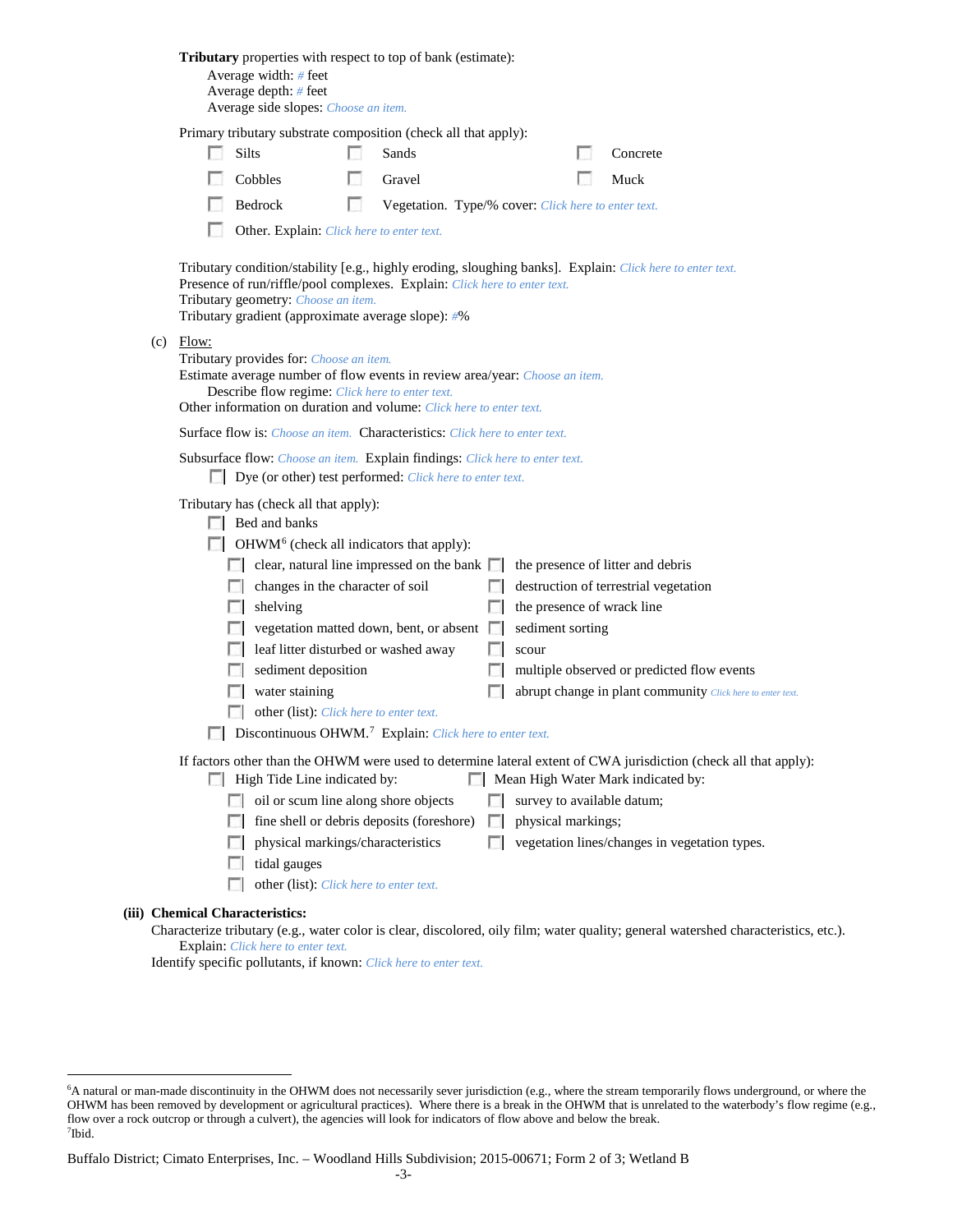**Tributary** properties with respect to top of bank (estimate):

Average width: # feet
Average depth: # feet
Average side slopes: *Choose an item.*

Primary tributary substrate composition (check all that apply):

- ☐ Silts
- ☐ Sands
- ☐ Concrete
- ☐ Cobbles
- ☐ Gravel
- ☐ Muck
- ☐ Bedrock
- ☐ Vegetation. Type/% cover: *Click here to enter text.*
- ☐ Other. Explain: *Click here to enter text.*

Tributary condition/stability [e.g., highly eroding, sloughing banks]. Explain: *Click here to enter text.*
Presence of run/riffle/pool complexes. Explain: *Click here to enter text.*
Tributary geometry: *Choose an item.*
Tributary gradient (approximate average slope): #%

(c) Flow:

Tributary provides for: *Choose an item.*
Estimate average number of flow events in review area/year: *Choose an item.*
Describe flow regime: *Click here to enter text.*
Other information on duration and volume: *Click here to enter text.*

Surface flow is: *Choose an item.* Characteristics: *Click here to enter text.*

Subsurface flow: *Choose an item.* Explain findings: *Click here to enter text.*
☐ Dye (or other) test performed: *Click here to enter text.*

Tributary has (check all that apply):

- ☐ Bed and banks
- ☐ OHWM[6] (check all indicators that apply):
  - ☐ clear, natural line impressed on the bank
  - ☐ the presence of litter and debris
  - ☐ changes in the character of soil
  - ☐ destruction of terrestrial vegetation
  - ☐ shelving
  - ☐ the presence of wrack line
  - ☐ vegetation matted down, bent, or absent
  - ☐ sediment sorting
  - ☐ leaf litter disturbed or washed away
  - ☐ scour
  - ☐ sediment deposition
  - ☐ multiple observed or predicted flow events
  - ☐ water staining
  - ☐ abrupt change in plant community *Click here to enter text.*
  - ☐ other (list): *Click here to enter text.*
- ☐ Discontinuous OHWM.[7] Explain: *Click here to enter text.*

If factors other than the OHWM were used to determine lateral extent of CWA jurisdiction (check all that apply):

- ☐ High Tide Line indicated by:
  - ☐ oil or scum line along shore objects
  - ☐ fine shell or debris deposits (foreshore)
  - ☐ physical markings/characteristics
  - ☐ tidal gauges
  - ☐ other (list): *Click here to enter text.*
- ☐ Mean High Water Mark indicated by:
  - ☐ survey to available datum;
  - ☐ physical markings;
  - ☐ vegetation lines/changes in vegetation types.

**(iii) Chemical Characteristics:**

Characterize tributary (e.g., water color is clear, discolored, oily film; water quality; general watershed characteristics, etc.).
Explain: *Click here to enter text.*
Identify specific pollutants, if known: *Click here to enter text.*

---

[6]A natural or man-made discontinuity in the OHWM does not necessarily sever jurisdiction (e.g., where the stream temporarily flows underground, or where the OHWM has been removed by development or agricultural practices). Where there is a break in the OHWM that is unrelated to the waterbody's flow regime (e.g., flow over a rock outcrop or through a culvert), the agencies will look for indicators of flow above and below the break.
[7]Ibid.

Buffalo District; Cimato Enterprises, Inc. – Woodland Hills Subdivision; 2015-00671; Form 2 of 3; Wetland B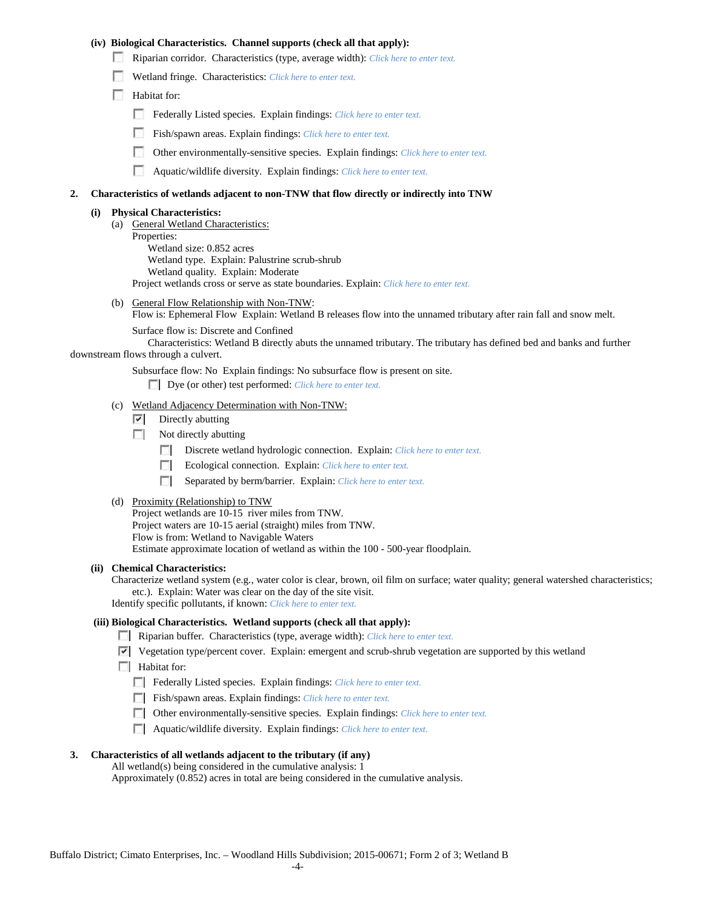**(iv) Biological Characteristics. Channel supports (check all that apply):**

- ☐ Riparian corridor. Characteristics (type, average width): *Click here to enter text.*
- ☐ Wetland fringe. Characteristics: *Click here to enter text.*
- ☐ Habitat for:
  - ☐ Federally Listed species. Explain findings: *Click here to enter text.*
  - ☐ Fish/spawn areas. Explain findings: *Click here to enter text.*
  - ☐ Other environmentally-sensitive species. Explain findings: *Click here to enter text.*
  - ☐ Aquatic/wildlife diversity. Explain findings: *Click here to enter text.*

**2. Characteristics of wetlands adjacent to non-TNW that flow directly or indirectly into TNW**

**(i) Physical Characteristics:**

(a) General Wetland Characteristics:

Properties:

Wetland size: 0.852 acres

Wetland type. Explain: Palustrine scrub-shrub

Wetland quality. Explain: Moderate

Project wetlands cross or serve as state boundaries. Explain: *Click here to enter text.*

(b) General Flow Relationship with Non-TNW:

Flow is: Ephemeral Flow Explain: Wetland B releases flow into the unnamed tributary after rain fall and snow melt.

Surface flow is: Discrete and Confined

Characteristics: Wetland B directly abuts the unnamed tributary. The tributary has defined bed and banks and further downstream flows through a culvert.

Subsurface flow: No Explain findings: No subsurface flow is present on site.

- ☐ Dye (or other) test performed: *Click here to enter text.*

(c) Wetland Adjacency Determination with Non-TNW:

- ☑ Directly abutting
- ☐ Not directly abutting
  - ☐ Discrete wetland hydrologic connection. Explain: *Click here to enter text.*
  - ☐ Ecological connection. Explain: *Click here to enter text.*
  - ☐ Separated by berm/barrier. Explain: *Click here to enter text.*

(d) Proximity (Relationship) to TNW

Project wetlands are 10-15 river miles from TNW.

Project waters are 10-15 aerial (straight) miles from TNW.

Flow is from: Wetland to Navigable Waters

Estimate approximate location of wetland as within the 100 - 500-year floodplain.

**(ii) Chemical Characteristics:**

Characterize wetland system (e.g., water color is clear, brown, oil film on surface; water quality; general watershed characteristics; etc.). Explain: Water was clear on the day of the site visit.

Identify specific pollutants, if known: *Click here to enter text.*

**(iii) Biological Characteristics. Wetland supports (check all that apply):**

- ☐ Riparian buffer. Characteristics (type, average width): *Click here to enter text.*
- ☑ Vegetation type/percent cover. Explain: emergent and scrub-shrub vegetation are supported by this wetland
- ☐ Habitat for:
  - ☐ Federally Listed species. Explain findings: *Click here to enter text.*
  - ☐ Fish/spawn areas. Explain findings: *Click here to enter text.*
  - ☐ Other environmentally-sensitive species. Explain findings: *Click here to enter text.*
  - ☐ Aquatic/wildlife diversity. Explain findings: *Click here to enter text.*

**3. Characteristics of all wetlands adjacent to the tributary (if any)**

All wetland(s) being considered in the cumulative analysis: 1

Approximately (0.852) acres in total are being considered in the cumulative analysis.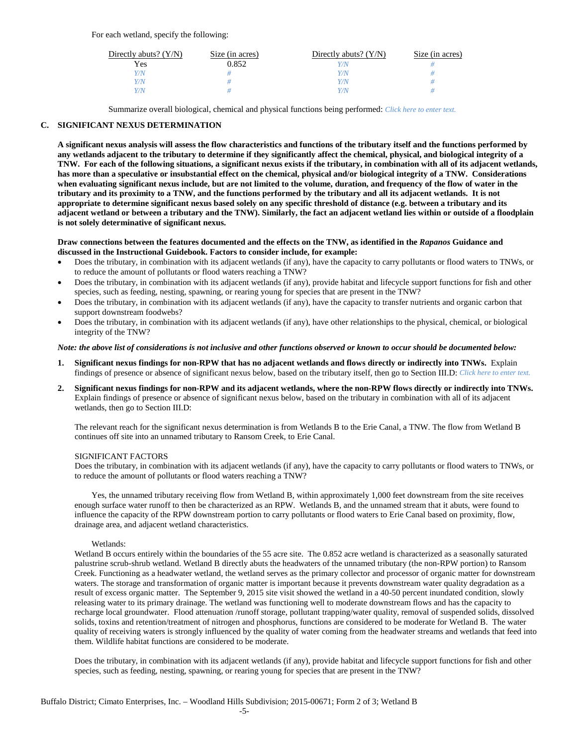For each wetland, specify the following:

| Directly abuts? (Y/N) | Size (in acres) | Directly abuts? (Y/N) | Size (in acres) |
|---|---|---|---|
| Yes | 0.852 | *Y/N* | *#* |
| *Y/N* | *#* | *Y/N* | *#* |
| *Y/N* | *#* | *Y/N* | *#* |
| *Y/N* | *#* | *Y/N* | *#* |

Summarize overall biological, chemical and physical functions being performed: *Click here to enter text.*

## C. SIGNIFICANT NEXUS DETERMINATION

**A significant nexus analysis will assess the flow characteristics and functions of the tributary itself and the functions performed by any wetlands adjacent to the tributary to determine if they significantly affect the chemical, physical, and biological integrity of a TNW. For each of the following situations, a significant nexus exists if the tributary, in combination with all of its adjacent wetlands, has more than a speculative or insubstantial effect on the chemical, physical and/or biological integrity of a TNW. Considerations when evaluating significant nexus include, but are not limited to the volume, duration, and frequency of the flow of water in the tributary and its proximity to a TNW, and the functions performed by the tributary and all its adjacent wetlands. It is not appropriate to determine significant nexus based solely on any specific threshold of distance (e.g. between a tributary and its adjacent wetland or between a tributary and the TNW). Similarly, the fact an adjacent wetland lies within or outside of a floodplain is not solely determinative of significant nexus.**

**Draw connections between the features documented and the effects on the TNW, as identified in the *Rapanos* Guidance and discussed in the Instructional Guidebook. Factors to consider include, for example:**

- Does the tributary, in combination with its adjacent wetlands (if any), have the capacity to carry pollutants or flood waters to TNWs, or to reduce the amount of pollutants or flood waters reaching a TNW?
- Does the tributary, in combination with its adjacent wetlands (if any), provide habitat and lifecycle support functions for fish and other species, such as feeding, nesting, spawning, or rearing young for species that are present in the TNW?
- Does the tributary, in combination with its adjacent wetlands (if any), have the capacity to transfer nutrients and organic carbon that support downstream foodwebs?
- Does the tributary, in combination with its adjacent wetlands (if any), have other relationships to the physical, chemical, or biological integrity of the TNW?

***Note: the above list of considerations is not inclusive and other functions observed or known to occur should be documented below:***

1. **Significant nexus findings for non-RPW that has no adjacent wetlands and flows directly or indirectly into TNWs.** Explain findings of presence or absence of significant nexus below, based on the tributary itself, then go to Section III.D: *Click here to enter text.*

2. **Significant nexus findings for non-RPW and its adjacent wetlands, where the non-RPW flows directly or indirectly into TNWs.** Explain findings of presence or absence of significant nexus below, based on the tributary in combination with all of its adjacent wetlands, then go to Section III.D:

   The relevant reach for the significant nexus determination is from Wetlands B to the Erie Canal, a TNW. The flow from Wetland B continues off site into an unnamed tributary to Ransom Creek, to Erie Canal.

   SIGNIFICANT FACTORS
   Does the tributary, in combination with its adjacent wetlands (if any), have the capacity to carry pollutants or flood waters to TNWs, or to reduce the amount of pollutants or flood waters reaching a TNW?

   Yes, the unnamed tributary receiving flow from Wetland B, within approximately 1,000 feet downstream from the site receives enough surface water runoff to then be characterized as an RPW. Wetlands B, and the unnamed stream that it abuts, were found to influence the capacity of the RPW downstream portion to carry pollutants or flood waters to Erie Canal based on proximity, flow, drainage area, and adjacent wetland characteristics.

   Wetlands:
   Wetland B occurs entirely within the boundaries of the 55 acre site. The 0.852 acre wetland is characterized as a seasonally saturated palustrine scrub-shrub wetland. Wetland B directly abuts the headwaters of the unnamed tributary (the non-RPW portion) to Ransom Creek. Functioning as a headwater wetland, the wetland serves as the primary collector and processor of organic matter for downstream waters. The storage and transformation of organic matter is important because it prevents downstream water quality degradation as a result of excess organic matter. The September 9, 2015 site visit showed the wetland in a 40-50 percent inundated condition, slowly releasing water to its primary drainage. The wetland was functioning well to moderate downstream flows and has the capacity to recharge local groundwater. Flood attenuation /runoff storage, pollutant trapping/water quality, removal of suspended solids, dissolved solids, toxins and retention/treatment of nitrogen and phosphorus, functions are considered to be moderate for Wetland B. The water quality of receiving waters is strongly influenced by the quality of water coming from the headwater streams and wetlands that feed into them. Wildlife habitat functions are considered to be moderate.

   Does the tributary, in combination with its adjacent wetlands (if any), provide habitat and lifecycle support functions for fish and other species, such as feeding, nesting, spawning, or rearing young for species that are present in the TNW?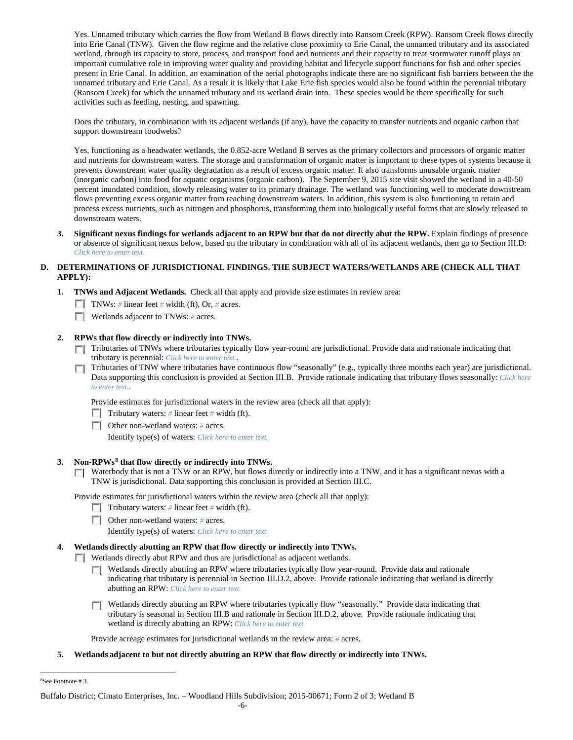Yes. Unnamed tributary which carries the flow from Wetland B flows directly into Ransom Creek (RPW). Ransom Creek flows directly into Erie Canal (TNW). Given the flow regime and the relative close proximity to Erie Canal, the unnamed tributary and its associated wetland, through its capacity to store, process, and transport food and nutrients and their capacity to treat stormwater runoff plays an important cumulative role in improving water quality and providing habitat and lifecycle support functions for fish and other species present in Erie Canal. In addition, an examination of the aerial photographs indicate there are no significant fish barriers between the the unnamed tributary and Erie Canal. As a result it is likely that Lake Erie fish species would also be found within the perennial tributary (Ransom Creek) for which the unnamed tributary and its wetland drain into. These species would be there specifically for such activities such as feeding, nesting, and spawning.

Does the tributary, in combination with its adjacent wetlands (if any), have the capacity to transfer nutrients and organic carbon that support downstream foodwebs?

Yes, functioning as a headwater wetlands, the 0.852-acre Wetland B serves as the primary collectors and processors of organic matter and nutrients for downstream waters. The storage and transformation of organic matter is important to these types of systems because it prevents downstream water quality degradation as a result of excess organic matter. It also transforms unusable organic matter (inorganic carbon) into food for aquatic organisms (organic carbon). The September 9, 2015 site visit showed the wetland in a 40-50 percent inundated condition, slowly releasing water to its primary drainage. The wetland was functioning well to moderate downstream flows preventing excess organic matter from reaching downstream waters. In addition, this system is also functioning to retain and process excess nutrients, such as nitrogen and phosphorus, transforming them into biologically useful forms that are slowly released to downstream waters.

3. **Significant nexus findings for wetlands adjacent to an RPW but that do not directly abut the RPW.** Explain findings of presence or absence of significant nexus below, based on the tributary in combination with all of its adjacent wetlands, then go to Section III.D: *Click here to enter text.*

**D. DETERMINATIONS OF JURISDICTIONAL FINDINGS. THE SUBJECT WATERS/WETLANDS ARE (CHECK ALL THAT APPLY):**

1. **TNWs and Adjacent Wetlands.** Check all that apply and provide size estimates in review area:
   - ☐ TNWs: # linear feet # width (ft), Or, # acres.
   - ☐ Wetlands adjacent to TNWs: # acres.

2. **RPWs that flow directly or indirectly into TNWs.**
   - ☐ Tributaries of TNWs where tributaries typically flow year-round are jurisdictional. Provide data and rationale indicating that tributary is perennial: *Click here to enter text.*.
   - ☐ Tributaries of TNW where tributaries have continuous flow "seasonally" (e.g., typically three months each year) are jurisdictional. Data supporting this conclusion is provided at Section III.B. Provide rationale indicating that tributary flows seasonally: *Click here to enter text.*.

   Provide estimates for jurisdictional waters in the review area (check all that apply):
   - ☐ Tributary waters: # linear feet # width (ft).
   - ☐ Other non-wetland waters: # acres.
     Identify type(s) of waters: *Click here to enter text.*

3. **Non-RPWs[8] that flow directly or indirectly into TNWs.**
   - ☐ Waterbody that is not a TNW or an RPW, but flows directly or indirectly into a TNW, and it has a significant nexus with a TNW is jurisdictional. Data supporting this conclusion is provided at Section III.C.

   Provide estimates for jurisdictional waters within the review area (check all that apply):
   - ☐ Tributary waters: # linear feet # width (ft).
   - ☐ Other non-wetland waters: # acres.
     Identify type(s) of waters: *Click here to enter text.*

4. **Wetlands directly abutting an RPW that flow directly or indirectly into TNWs.**
   - ☐ Wetlands directly abut RPW and thus are jurisdictional as adjacent wetlands.
     - ☐ Wetlands directly abutting an RPW where tributaries typically flow year-round. Provide data and rationale indicating that tributary is perennial in Section III.D.2, above. Provide rationale indicating that wetland is directly abutting an RPW: *Click here to enter text.*
     - ☐ Wetlands directly abutting an RPW where tributaries typically flow "seasonally." Provide data indicating that tributary is seasonal in Section III.B and rationale in Section III.D.2, above. Provide rationale indicating that wetland is directly abutting an RPW: *Click here to enter text.*

   Provide acreage estimates for jurisdictional wetlands in the review area: # acres.

5. **Wetlands adjacent to but not directly abutting an RPW that flow directly or indirectly into TNWs.**

[8]See Footnote # 3.

Buffalo District; Cimato Enterprises, Inc. – Woodland Hills Subdivision; 2015-00671; Form 2 of 3; Wetland B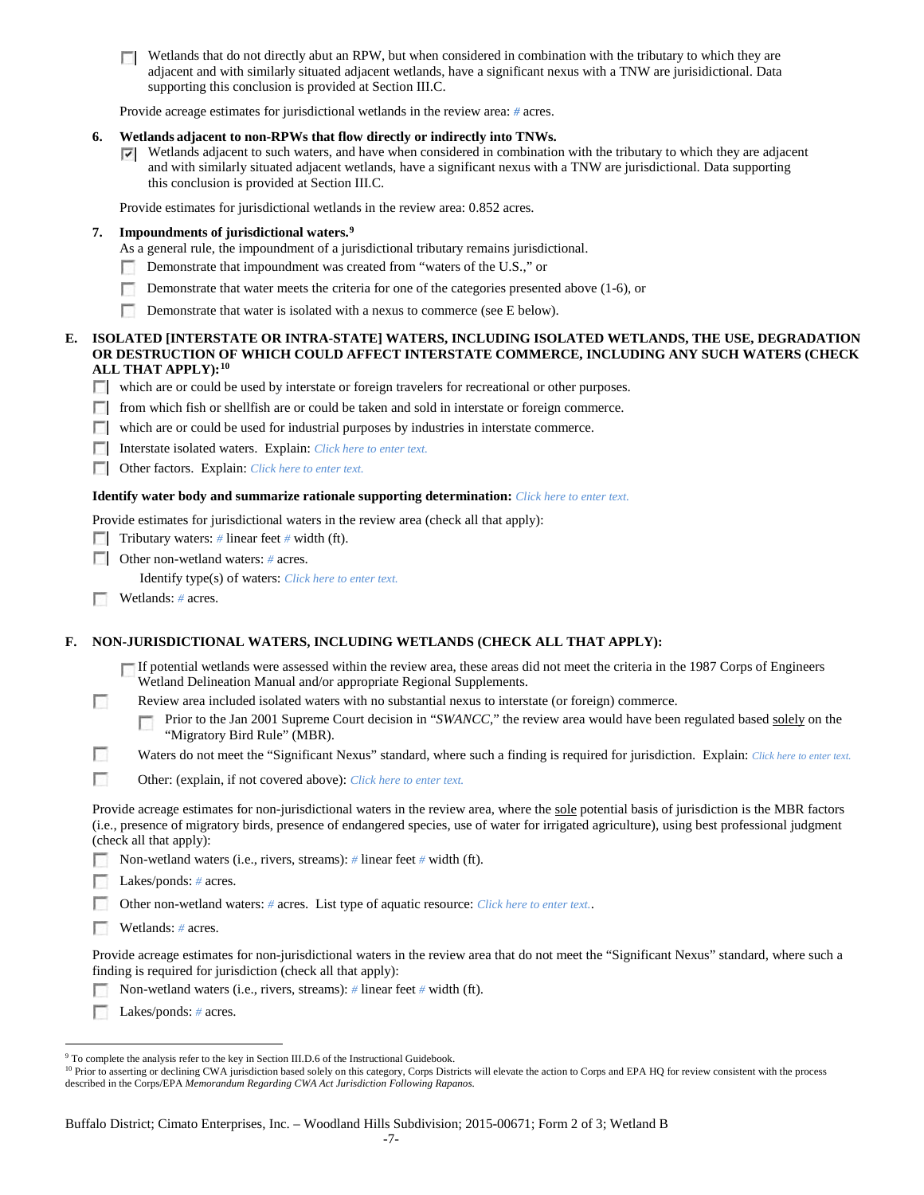- [ ] Wetlands that do not directly abut an RPW, but when considered in combination with the tributary to which they are adjacent and with similarly situated adjacent wetlands, have a significant nexus with a TNW are jurisdictional. Data supporting this conclusion is provided at Section III.C.

Provide acreage estimates for jurisdictional wetlands in the review area: # acres.

**6. Wetlands adjacent to non-RPWs that flow directly or indirectly into TNWs.**

- [x] Wetlands adjacent to such waters, and have when considered in combination with the tributary to which they are adjacent and with similarly situated adjacent wetlands, have a significant nexus with a TNW are jurisdictional. Data supporting this conclusion is provided at Section III.C.

Provide estimates for jurisdictional wetlands in the review area: 0.852 acres.

**7. Impoundments of jurisdictional waters.**[9]

As a general rule, the impoundment of a jurisdictional tributary remains jurisdictional.

- [ ] Demonstrate that impoundment was created from "waters of the U.S.," or
- [ ] Demonstrate that water meets the criteria for one of the categories presented above (1-6), or
- [ ] Demonstrate that water is isolated with a nexus to commerce (see E below).

**E. ISOLATED [INTERSTATE OR INTRA-STATE] WATERS, INCLUDING ISOLATED WETLANDS, THE USE, DEGRADATION OR DESTRUCTION OF WHICH COULD AFFECT INTERSTATE COMMERCE, INCLUDING ANY SUCH WATERS (CHECK ALL THAT APPLY):**[10]

- [ ] which are or could be used by interstate or foreign travelers for recreational or other purposes.
- [ ] from which fish or shellfish are or could be taken and sold in interstate or foreign commerce.
- [ ] which are or could be used for industrial purposes by industries in interstate commerce.
- [ ] Interstate isolated waters. Explain: *Click here to enter text.*
- [ ] Other factors. Explain: *Click here to enter text.*

**Identify water body and summarize rationale supporting determination:** *Click here to enter text.*

Provide estimates for jurisdictional waters in the review area (check all that apply):

- [ ] Tributary waters: # linear feet # width (ft).
- [ ] Other non-wetland waters: # acres.
  Identify type(s) of waters: *Click here to enter text.*
- [ ] Wetlands: # acres.

**F. NON-JURISDICTIONAL WATERS, INCLUDING WETLANDS (CHECK ALL THAT APPLY):**

- [ ] If potential wetlands were assessed within the review area, these areas did not meet the criteria in the 1987 Corps of Engineers Wetland Delineation Manual and/or appropriate Regional Supplements.
- [ ] Review area included isolated waters with no substantial nexus to interstate (or foreign) commerce.
  - [ ] Prior to the Jan 2001 Supreme Court decision in "*SWANCC*," the review area would have been regulated based solely on the "Migratory Bird Rule" (MBR).
- [ ] Waters do not meet the "Significant Nexus" standard, where such a finding is required for jurisdiction. Explain: *Click here to enter text.*
- [ ] Other: (explain, if not covered above): *Click here to enter text.*

Provide acreage estimates for non-jurisdictional waters in the review area, where the sole potential basis of jurisdiction is the MBR factors (i.e., presence of migratory birds, presence of endangered species, use of water for irrigated agriculture), using best professional judgment (check all that apply):

- [ ] Non-wetland waters (i.e., rivers, streams): # linear feet # width (ft).
- [ ] Lakes/ponds: # acres.
- [ ] Other non-wetland waters: # acres. List type of aquatic resource: *Click here to enter text.*.
- [ ] Wetlands: # acres.

Provide acreage estimates for non-jurisdictional waters in the review area that do not meet the "Significant Nexus" standard, where such a finding is required for jurisdiction (check all that apply):

- [ ] Non-wetland waters (i.e., rivers, streams): # linear feet # width (ft).
- [ ] Lakes/ponds: # acres.

---

[9] To complete the analysis refer to the key in Section III.D.6 of the Instructional Guidebook.

[10] Prior to asserting or declining CWA jurisdiction based solely on this category, Corps Districts will elevate the action to Corps and EPA HQ for review consistent with the process described in the Corps/EPA *Memorandum Regarding CWA Act Jurisdiction Following Rapanos.*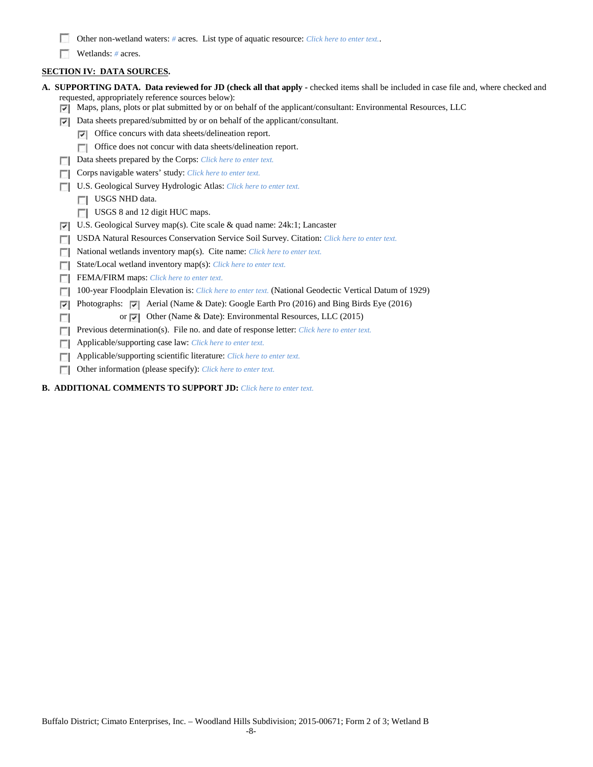- ☐ Other non-wetland waters: # acres. List type of aquatic resource: Click here to enter text..
- ☐ Wetlands: # acres.

**SECTION IV: DATA SOURCES.**

**A. SUPPORTING DATA. Data reviewed for JD (check all that apply** - checked items shall be included in case file and, where checked and requested, appropriately reference sources below):

- ☑ Maps, plans, plots or plat submitted by or on behalf of the applicant/consultant: Environmental Resources, LLC
- ☑ Data sheets prepared/submitted by or on behalf of the applicant/consultant.
  - ☑ Office concurs with data sheets/delineation report.
  - ☐ Office does not concur with data sheets/delineation report.
- ☐ Data sheets prepared by the Corps: Click here to enter text.
- ☐ Corps navigable waters' study: Click here to enter text.
- ☐ U.S. Geological Survey Hydrologic Atlas: Click here to enter text.
  - ☐ USGS NHD data.
  - ☐ USGS 8 and 12 digit HUC maps.
- ☑ U.S. Geological Survey map(s). Cite scale & quad name: 24k:1; Lancaster
- ☐ USDA Natural Resources Conservation Service Soil Survey. Citation: Click here to enter text.
- ☐ National wetlands inventory map(s). Cite name: Click here to enter text.
- ☐ State/Local wetland inventory map(s): Click here to enter text.
- ☐ FEMA/FIRM maps: Click here to enter text.
- ☐ 100-year Floodplain Elevation is: Click here to enter text. (National Geodectic Vertical Datum of 1929)
- ☑ Photographs: ☑ Aerial (Name & Date): Google Earth Pro (2016) and Bing Birds Eye (2016)
- ☐ or ☑ Other (Name & Date): Environmental Resources, LLC (2015)
- ☐ Previous determination(s). File no. and date of response letter: Click here to enter text.
- ☐ Applicable/supporting case law: Click here to enter text.
- ☐ Applicable/supporting scientific literature: Click here to enter text.
- ☐ Other information (please specify): Click here to enter text.

**B. ADDITIONAL COMMENTS TO SUPPORT JD:** Click here to enter text.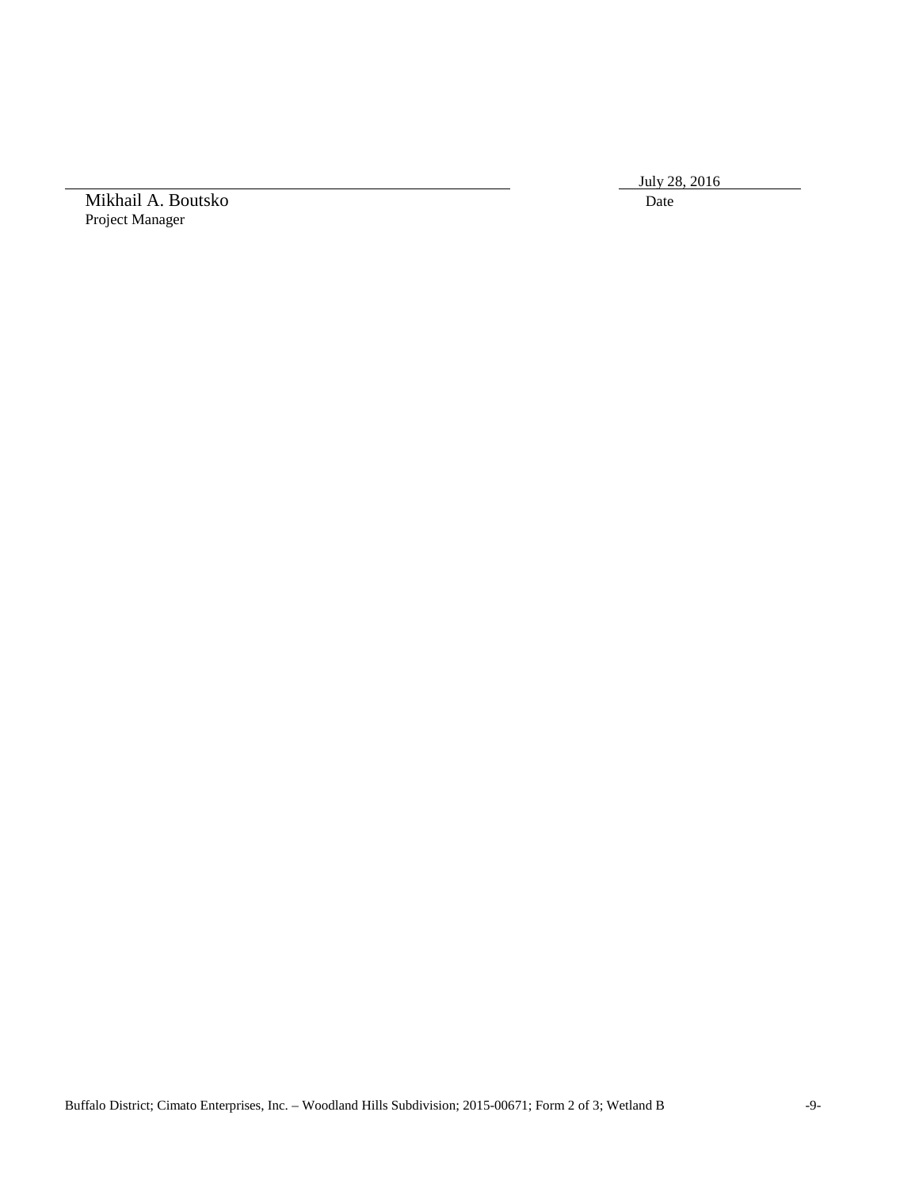_________________________________________________ &nbsp;&nbsp;&nbsp;&nbsp;&nbsp;&nbsp;&nbsp;&nbsp; July 28, 2016

Mikhail A. Boutsko &nbsp;&nbsp;&nbsp;&nbsp;&nbsp;&nbsp;&nbsp;&nbsp;&nbsp;&nbsp;&nbsp;&nbsp;&nbsp;&nbsp;&nbsp;&nbsp;&nbsp;&nbsp;&nbsp;&nbsp;&nbsp;&nbsp;&nbsp;&nbsp;&nbsp;&nbsp;&nbsp;&nbsp;&nbsp;&nbsp;&nbsp;&nbsp;&nbsp;&nbsp;&nbsp;&nbsp;&nbsp;&nbsp;&nbsp; Date

Project Manager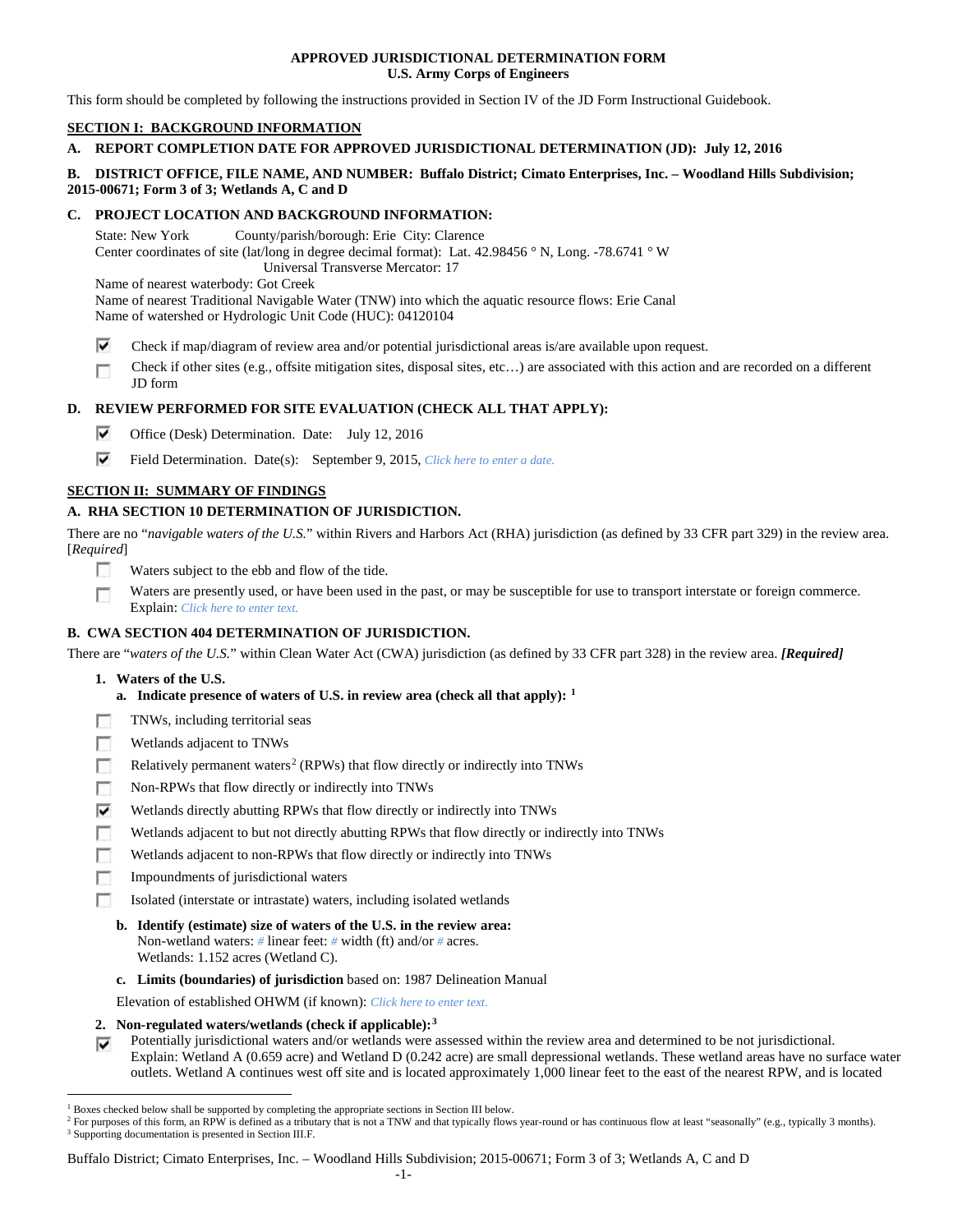**APPROVED JURISDICTIONAL DETERMINATION FORM**
**U.S. Army Corps of Engineers**

This form should be completed by following the instructions provided in Section IV of the JD Form Instructional Guidebook.

## SECTION I: BACKGROUND INFORMATION

**A. REPORT COMPLETION DATE FOR APPROVED JURISDICTIONAL DETERMINATION (JD): July 12, 2016**

**B. DISTRICT OFFICE, FILE NAME, AND NUMBER: Buffalo District; Cimato Enterprises, Inc. – Woodland Hills Subdivision; 2015-00671; Form 3 of 3; Wetlands A, C and D**

**C. PROJECT LOCATION AND BACKGROUND INFORMATION:**

State: New York County/parish/borough: Erie City: Clarence
Center coordinates of site (lat/long in degree decimal format): Lat. 42.98456 ° N, Long. -78.6741 ° W
Universal Transverse Mercator: 17
Name of nearest waterbody: Got Creek
Name of nearest Traditional Navigable Water (TNW) into which the aquatic resource flows: Erie Canal
Name of watershed or Hydrologic Unit Code (HUC): 04120104

- ☑ Check if map/diagram of review area and/or potential jurisdictional areas is/are available upon request.
- ☐ Check if other sites (e.g., offsite mitigation sites, disposal sites, etc…) are associated with this action and are recorded on a different JD form

**D. REVIEW PERFORMED FOR SITE EVALUATION (CHECK ALL THAT APPLY):**

- ☑ Office (Desk) Determination. Date: July 12, 2016
- ☑ Field Determination. Date(s): September 9, 2015, Click here to enter a date.

## SECTION II: SUMMARY OF FINDINGS

**A. RHA SECTION 10 DETERMINATION OF JURISDICTION.**

There are no "*navigable waters of the U.S.*" within Rivers and Harbors Act (RHA) jurisdiction (as defined by 33 CFR part 329) in the review area. [*Required*]

- ☐ Waters subject to the ebb and flow of the tide.
- ☐ Waters are presently used, or have been used in the past, or may be susceptible for use to transport interstate or foreign commerce. Explain: Click here to enter text.

**B. CWA SECTION 404 DETERMINATION OF JURISDICTION.**

There are "*waters of the U.S.*" within Clean Water Act (CWA) jurisdiction (as defined by 33 CFR part 328) in the review area. ***[Required]***

**1. Waters of the U.S.**

**a. Indicate presence of waters of U.S. in review area (check all that apply):** [1]

- ☐ TNWs, including territorial seas
- ☐ Wetlands adjacent to TNWs
- ☐ Relatively permanent waters[2] (RPWs) that flow directly or indirectly into TNWs
- ☐ Non-RPWs that flow directly or indirectly into TNWs
- ☑ Wetlands directly abutting RPWs that flow directly or indirectly into TNWs
- ☐ Wetlands adjacent to but not directly abutting RPWs that flow directly or indirectly into TNWs
- ☐ Wetlands adjacent to non-RPWs that flow directly or indirectly into TNWs
- ☐ Impoundments of jurisdictional waters
- ☐ Isolated (interstate or intrastate) waters, including isolated wetlands

**b. Identify (estimate) size of waters of the U.S. in the review area:**
Non-wetland waters: # linear feet: # width (ft) and/or # acres.
Wetlands: 1.152 acres (Wetland C).

**c. Limits (boundaries) of jurisdiction** based on: 1987 Delineation Manual

Elevation of established OHWM (if known): Click here to enter text.

**2. Non-regulated waters/wetlands (check if applicable):**[3]

- ☑ Potentially jurisdictional waters and/or wetlands were assessed within the review area and determined to be not jurisdictional. Explain: Wetland A (0.659 acre) and Wetland D (0.242 acre) are small depressional wetlands. These wetland areas have no surface water outlets. Wetland A continues west off site and is located approximately 1,000 linear feet to the east of the nearest RPW, and is located

---

[1] Boxes checked below shall be supported by completing the appropriate sections in Section III below.
[2] For purposes of this form, an RPW is defined as a tributary that is not a TNW and that typically flows year-round or has continuous flow at least "seasonally" (e.g., typically 3 months).
[3] Supporting documentation is presented in Section III.F.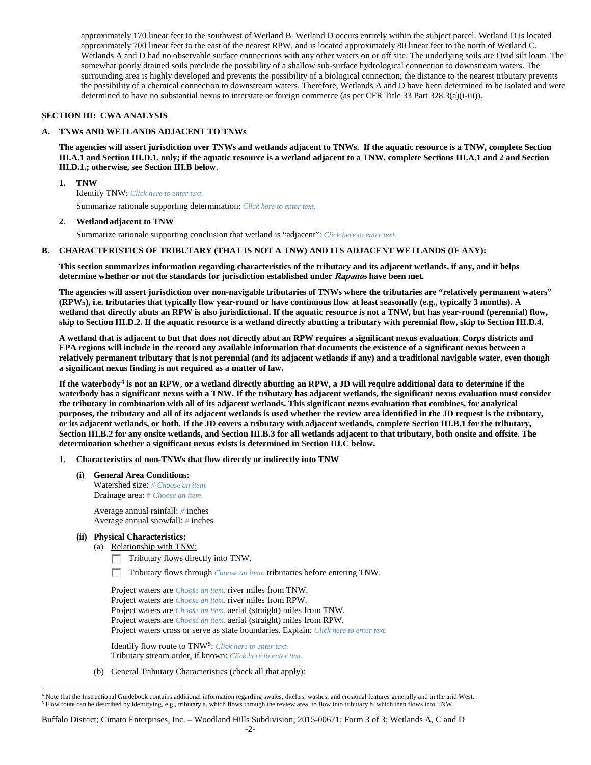approximately 170 linear feet to the southwest of Wetland B. Wetland D occurs entirely within the subject parcel. Wetland D is located approximately 700 linear feet to the east of the nearest RPW, and is located approximately 80 linear feet to the north of Wetland C. Wetlands A and D had no observable surface connections with any other waters on or off site. The underlying soils are Ovid silt loam. The somewhat poorly drained soils preclude the possibility of a shallow sub-surface hydrological connection to downstream waters. The surrounding area is highly developed and prevents the possibility of a biological connection; the distance to the nearest tributary prevents the possibility of a chemical connection to downstream waters. Therefore, Wetlands A and D have been determined to be isolated and were determined to have no substantial nexus to interstate or foreign commerce (as per CFR Title 33 Part 328.3(a)(i-iii)).

## SECTION III: CWA ANALYSIS

### A. TNWs AND WETLANDS ADJACENT TO TNWs

**The agencies will assert jurisdiction over TNWs and wetlands adjacent to TNWs. If the aquatic resource is a TNW, complete Section III.A.1 and Section III.D.1. only; if the aquatic resource is a wetland adjacent to a TNW, complete Sections III.A.1 and 2 and Section III.D.1.; otherwise, see Section III.B below.**

1. **TNW**

   Identify TNW: *Click here to enter text.*

   Summarize rationale supporting determination: *Click here to enter text.*

2. **Wetland adjacent to TNW**

   Summarize rationale supporting conclusion that wetland is "adjacent": *Click here to enter text.*

### B. CHARACTERISTICS OF TRIBUTARY (THAT IS NOT A TNW) AND ITS ADJACENT WETLANDS (IF ANY):

**This section summarizes information regarding characteristics of the tributary and its adjacent wetlands, if any, and it helps determine whether or not the standards for jurisdiction established under *Rapanos* have been met.**

**The agencies will assert jurisdiction over non-navigable tributaries of TNWs where the tributaries are "relatively permanent waters" (RPWs), i.e. tributaries that typically flow year-round or have continuous flow at least seasonally (e.g., typically 3 months). A wetland that directly abuts an RPW is also jurisdictional. If the aquatic resource is not a TNW, but has year-round (perennial) flow, skip to Section III.D.2. If the aquatic resource is a wetland directly abutting a tributary with perennial flow, skip to Section III.D.4.**

**A wetland that is adjacent to but that does not directly abut an RPW requires a significant nexus evaluation. Corps districts and EPA regions will include in the record any available information that documents the existence of a significant nexus between a relatively permanent tributary that is not perennial (and its adjacent wetlands if any) and a traditional navigable water, even though a significant nexus finding is not required as a matter of law.**

**If the waterbody[4] is not an RPW, or a wetland directly abutting an RPW, a JD will require additional data to determine if the waterbody has a significant nexus with a TNW. If the tributary has adjacent wetlands, the significant nexus evaluation must consider the tributary in combination with all of its adjacent wetlands. This significant nexus evaluation that combines, for analytical purposes, the tributary and all of its adjacent wetlands is used whether the review area identified in the JD request is the tributary, or its adjacent wetlands, or both. If the JD covers a tributary with adjacent wetlands, complete Section III.B.1 for the tributary, Section III.B.2 for any onsite wetlands, and Section III.B.3 for all wetlands adjacent to that tributary, both onsite and offsite. The determination whether a significant nexus exists is determined in Section III.C below.**

1. **Characteristics of non-TNWs that flow directly or indirectly into TNW**

   **(i) General Area Conditions:**
   Watershed size: *# Choose an item.*
   Drainage area: *# Choose an item.*

   Average annual rainfall: *#* inches
   Average annual snowfall: *#* inches

   **(ii) Physical Characteristics:**
   (a) Relationship with TNW:

   ☐ Tributary flows directly into TNW.

   ☐ Tributary flows through *Choose an item.* tributaries before entering TNW.

   Project waters are *Choose an item.* river miles from TNW.
   Project waters are *Choose an item.* river miles from RPW.
   Project waters are *Choose an item.* aerial (straight) miles from TNW.
   Project waters are *Choose an item.* aerial (straight) miles from RPW.
   Project waters cross or serve as state boundaries. Explain: *Click here to enter text.*

   Identify flow route to TNW[5]: *Click here to enter text.*
   Tributary stream order, if known: *Click here to enter text.*

   (b) General Tributary Characteristics (check all that apply):

---

[4] Note that the Instructional Guidebook contains additional information regarding swales, ditches, washes, and erosional features generally and in the arid West.
[5] Flow route can be described by identifying, e.g., tributary a, which flows through the review area, to flow into tributary b, which then flows into TNW.

Buffalo District; Cimato Enterprises, Inc. – Woodland Hills Subdivision; 2015-00671; Form 3 of 3; Wetlands A, C and D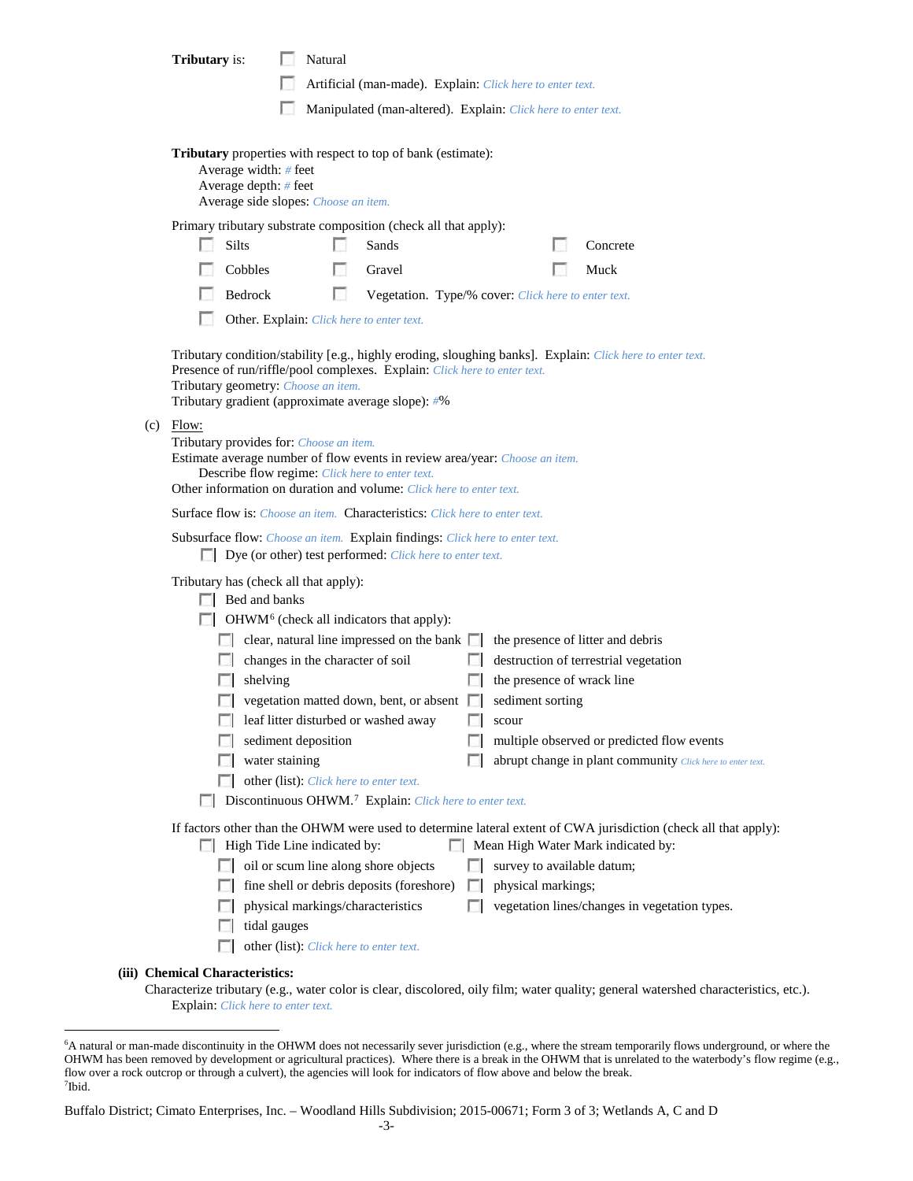**Tributary** is:

- ☐ Natural
- ☐ Artificial (man-made). Explain: *Click here to enter text.*
- ☐ Manipulated (man-altered). Explain: *Click here to enter text.*

**Tributary** properties with respect to top of bank (estimate):

Average width: *#* feet
Average depth: *#* feet
Average side slopes: *Choose an item.*

Primary tributary substrate composition (check all that apply):

- ☐ Silts
- ☐ Sands
- ☐ Concrete
- ☐ Cobbles
- ☐ Gravel
- ☐ Muck
- ☐ Bedrock
- ☐ Vegetation. Type/% cover: *Click here to enter text.*
- ☐ Other. Explain: *Click here to enter text.*

Tributary condition/stability [e.g., highly eroding, sloughing banks]. Explain: *Click here to enter text.*
Presence of run/riffle/pool complexes. Explain: *Click here to enter text.*
Tributary geometry: *Choose an item.*
Tributary gradient (approximate average slope): *#*%

(c) Flow:

Tributary provides for: *Choose an item.*
Estimate average number of flow events in review area/year: *Choose an item.*
Describe flow regime: *Click here to enter text.*
Other information on duration and volume: *Click here to enter text.*

Surface flow is: *Choose an item.* Characteristics: *Click here to enter text.*

Subsurface flow: *Choose an item.* Explain findings: *Click here to enter text.*

- ☐ Dye (or other) test performed: *Click here to enter text.*

Tributary has (check all that apply):

- ☐ Bed and banks
- ☐ OHWM[6] (check all indicators that apply):
  - ☐ clear, natural line impressed on the bank
  - ☐ the presence of litter and debris
  - ☐ changes in the character of soil
  - ☐ destruction of terrestrial vegetation
  - ☐ shelving
  - ☐ the presence of wrack line
  - ☐ vegetation matted down, bent, or absent
  - ☐ sediment sorting
  - ☐ leaf litter disturbed or washed away
  - ☐ scour
  - ☐ sediment deposition
  - ☐ multiple observed or predicted flow events
  - ☐ water staining
  - ☐ abrupt change in plant community *Click here to enter text.*
  - ☐ other (list): *Click here to enter text.*
- ☐ Discontinuous OHWM.[7] Explain: *Click here to enter text.*

If factors other than the OHWM were used to determine lateral extent of CWA jurisdiction (check all that apply):

- ☐ High Tide Line indicated by:
  - ☐ oil or scum line along shore objects
  - ☐ fine shell or debris deposits (foreshore)
  - ☐ physical markings/characteristics
  - ☐ tidal gauges
  - ☐ other (list): *Click here to enter text.*
- ☐ Mean High Water Mark indicated by:
  - ☐ survey to available datum;
  - ☐ physical markings;
  - ☐ vegetation lines/changes in vegetation types.

**(iii) Chemical Characteristics:**

Characterize tributary (e.g., water color is clear, discolored, oily film; water quality; general watershed characteristics, etc.).
Explain: *Click here to enter text.*

---

[6]A natural or man-made discontinuity in the OHWM does not necessarily sever jurisdiction (e.g., where the stream temporarily flows underground, or where the OHWM has been removed by development or agricultural practices). Where there is a break in the OHWM that is unrelated to the waterbody's flow regime (e.g., flow over a rock outcrop or through a culvert), the agencies will look for indicators of flow above and below the break.
[7]Ibid.

Buffalo District; Cimato Enterprises, Inc. – Woodland Hills Subdivision; 2015-00671; Form 3 of 3; Wetlands A, C and D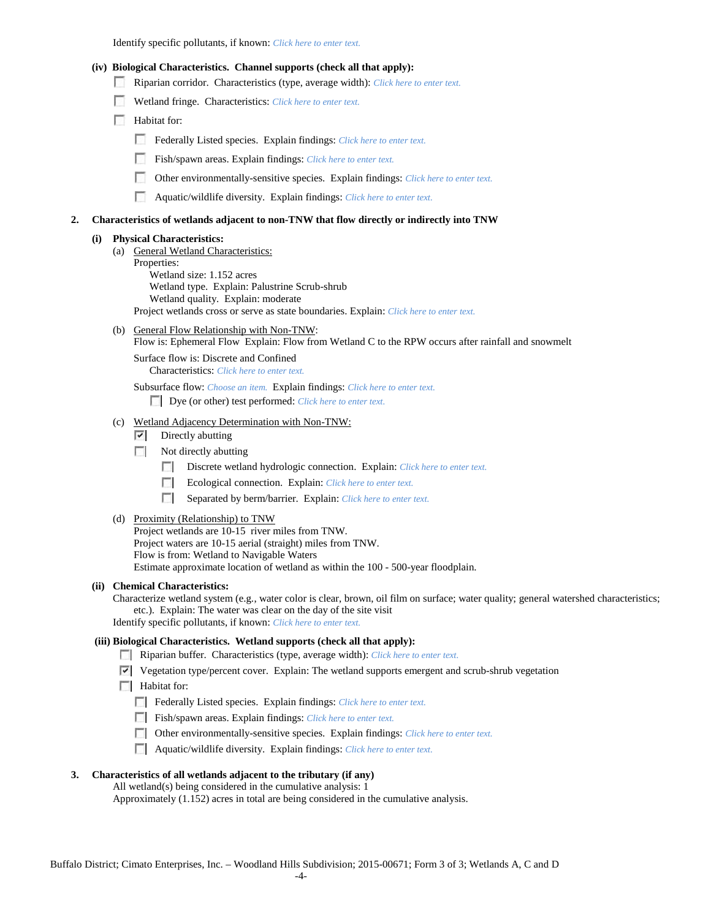Identify specific pollutants, if known: *Click here to enter text.*

**(iv) Biological Characteristics. Channel supports (check all that apply):**

- ☐ Riparian corridor. Characteristics (type, average width): *Click here to enter text.*
- ☐ Wetland fringe. Characteristics: *Click here to enter text.*
- ☐ Habitat for:
  - ☐ Federally Listed species. Explain findings: *Click here to enter text.*
  - ☐ Fish/spawn areas. Explain findings: *Click here to enter text.*
  - ☐ Other environmentally-sensitive species. Explain findings: *Click here to enter text.*
  - ☐ Aquatic/wildlife diversity. Explain findings: *Click here to enter text.*

**2. Characteristics of wetlands adjacent to non-TNW that flow directly or indirectly into TNW**

**(i) Physical Characteristics:**

(a) General Wetland Characteristics:

Properties:

Wetland size: 1.152 acres

Wetland type. Explain: Palustrine Scrub-shrub

Wetland quality. Explain: moderate

Project wetlands cross or serve as state boundaries. Explain: *Click here to enter text.*

(b) General Flow Relationship with Non-TNW:

Flow is: Ephemeral Flow Explain: Flow from Wetland C to the RPW occurs after rainfall and snowmelt

Surface flow is: Discrete and Confined

Characteristics: *Click here to enter text.*

Subsurface flow: *Choose an item.* Explain findings: *Click here to enter text.*

☐ Dye (or other) test performed: *Click here to enter text.*

(c) Wetland Adjacency Determination with Non-TNW:

- ☑ Directly abutting
- ☐ Not directly abutting
  - ☐ Discrete wetland hydrologic connection. Explain: *Click here to enter text.*
  - ☐ Ecological connection. Explain: *Click here to enter text.*
  - ☐ Separated by berm/barrier. Explain: *Click here to enter text.*

(d) Proximity (Relationship) to TNW

Project wetlands are 10-15 river miles from TNW.

Project waters are 10-15 aerial (straight) miles from TNW.

Flow is from: Wetland to Navigable Waters

Estimate approximate location of wetland as within the 100 - 500-year floodplain.

**(ii) Chemical Characteristics:**

Characterize wetland system (e.g., water color is clear, brown, oil film on surface; water quality; general watershed characteristics; etc.). Explain: The water was clear on the day of the site visit

Identify specific pollutants, if known: *Click here to enter text.*

**(iii) Biological Characteristics. Wetland supports (check all that apply):**

- ☐ Riparian buffer. Characteristics (type, average width): *Click here to enter text.*
- ☑ Vegetation type/percent cover. Explain: The wetland supports emergent and scrub-shrub vegetation
- ☐ Habitat for:
  - ☐ Federally Listed species. Explain findings: *Click here to enter text.*
  - ☐ Fish/spawn areas. Explain findings: *Click here to enter text.*
  - ☐ Other environmentally-sensitive species. Explain findings: *Click here to enter text.*
  - ☐ Aquatic/wildlife diversity. Explain findings: *Click here to enter text.*

**3. Characteristics of all wetlands adjacent to the tributary (if any)**

All wetland(s) being considered in the cumulative analysis: 1

Approximately (1.152) acres in total are being considered in the cumulative analysis.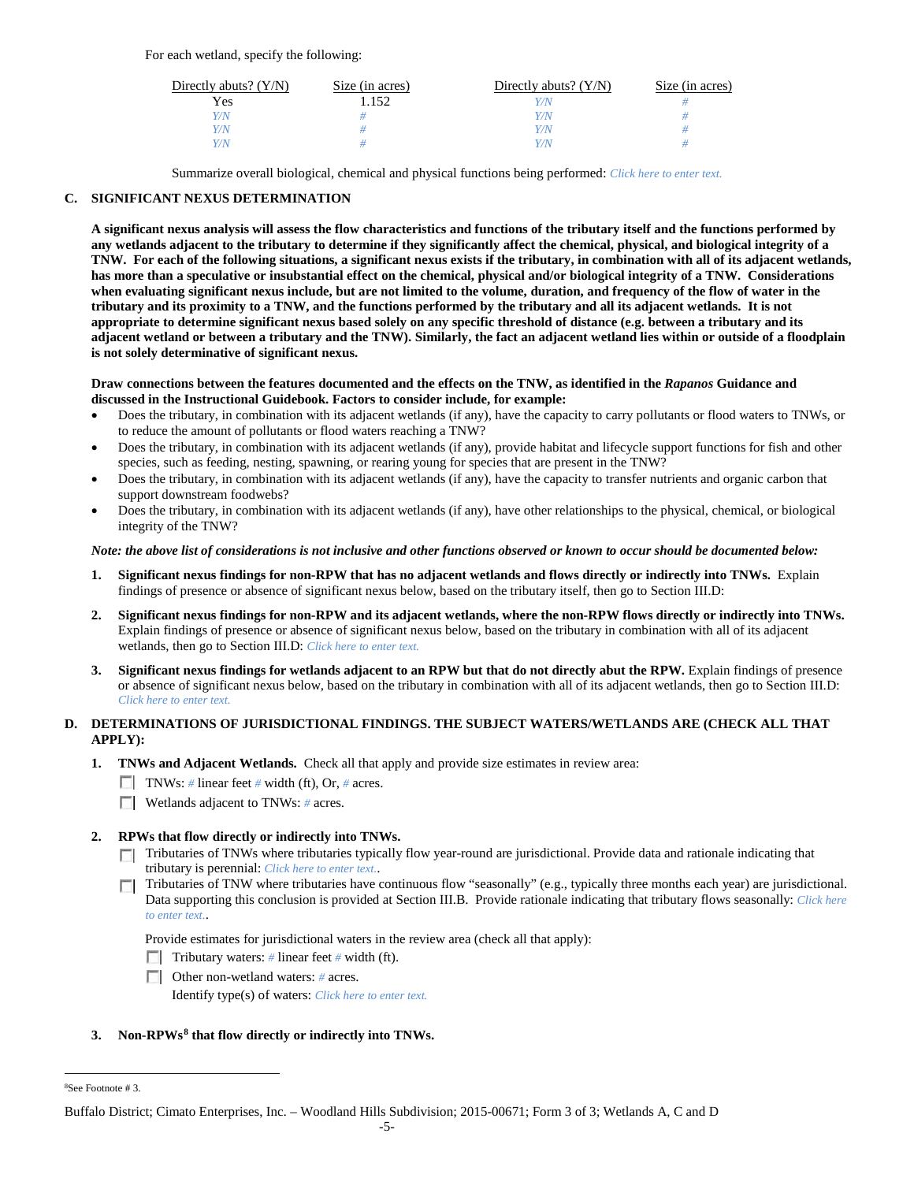For each wetland, specify the following:

| Directly abuts? (Y/N) | Size (in acres) | Directly abuts? (Y/N) | Size (in acres) |
|---|---|---|---|
| Yes | 1.152 | Y/N | # |
| Y/N | # | Y/N | # |
| Y/N | # | Y/N | # |
| Y/N | # | Y/N | # |

Summarize overall biological, chemical and physical functions being performed: Click here to enter text.

**C. SIGNIFICANT NEXUS DETERMINATION**

**A significant nexus analysis will assess the flow characteristics and functions of the tributary itself and the functions performed by any wetlands adjacent to the tributary to determine if they significantly affect the chemical, physical, and biological integrity of a TNW. For each of the following situations, a significant nexus exists if the tributary, in combination with all of its adjacent wetlands, has more than a speculative or insubstantial effect on the chemical, physical and/or biological integrity of a TNW. Considerations when evaluating significant nexus include, but are not limited to the volume, duration, and frequency of the flow of water in the tributary and its proximity to a TNW, and the functions performed by the tributary and all its adjacent wetlands. It is not appropriate to determine significant nexus based solely on any specific threshold of distance (e.g. between a tributary and its adjacent wetland or between a tributary and the TNW). Similarly, the fact an adjacent wetland lies within or outside of a floodplain is not solely determinative of significant nexus.**

**Draw connections between the features documented and the effects on the TNW, as identified in the *Rapanos* Guidance and discussed in the Instructional Guidebook. Factors to consider include, for example:**

- Does the tributary, in combination with its adjacent wetlands (if any), have the capacity to carry pollutants or flood waters to TNWs, or to reduce the amount of pollutants or flood waters reaching a TNW?
- Does the tributary, in combination with its adjacent wetlands (if any), provide habitat and lifecycle support functions for fish and other species, such as feeding, nesting, spawning, or rearing young for species that are present in the TNW?
- Does the tributary, in combination with its adjacent wetlands (if any), have the capacity to transfer nutrients and organic carbon that support downstream foodwebs?
- Does the tributary, in combination with its adjacent wetlands (if any), have other relationships to the physical, chemical, or biological integrity of the TNW?

***Note: the above list of considerations is not inclusive and other functions observed or known to occur should be documented below:***

1. **Significant nexus findings for non-RPW that has no adjacent wetlands and flows directly or indirectly into TNWs.** Explain findings of presence or absence of significant nexus below, based on the tributary itself, then go to Section III.D:

2. **Significant nexus findings for non-RPW and its adjacent wetlands, where the non-RPW flows directly or indirectly into TNWs.** Explain findings of presence or absence of significant nexus below, based on the tributary in combination with all of its adjacent wetlands, then go to Section III.D: Click here to enter text.

3. **Significant nexus findings for wetlands adjacent to an RPW but that do not directly abut the RPW.** Explain findings of presence or absence of significant nexus below, based on the tributary in combination with all of its adjacent wetlands, then go to Section III.D: Click here to enter text.

**D. DETERMINATIONS OF JURISDICTIONAL FINDINGS. THE SUBJECT WATERS/WETLANDS ARE (CHECK ALL THAT APPLY):**

1. **TNWs and Adjacent Wetlands.** Check all that apply and provide size estimates in review area:
   - ☐ TNWs: # linear feet # width (ft), Or, # acres.
   - ☐ Wetlands adjacent to TNWs: # acres.

2. **RPWs that flow directly or indirectly into TNWs.**
   - ☐ Tributaries of TNWs where tributaries typically flow year-round are jurisdictional. Provide data and rationale indicating that tributary is perennial: Click here to enter text..
   - ☐ Tributaries of TNW where tributaries have continuous flow "seasonally" (e.g., typically three months each year) are jurisdictional. Data supporting this conclusion is provided at Section III.B. Provide rationale indicating that tributary flows seasonally: Click here to enter text..

   Provide estimates for jurisdictional waters in the review area (check all that apply):
   - ☐ Tributary waters: # linear feet # width (ft).
   - ☐ Other non-wetland waters: # acres.
     Identify type(s) of waters: Click here to enter text.

3. **Non-RPWs[8] that flow directly or indirectly into TNWs.**

[8]See Footnote # 3.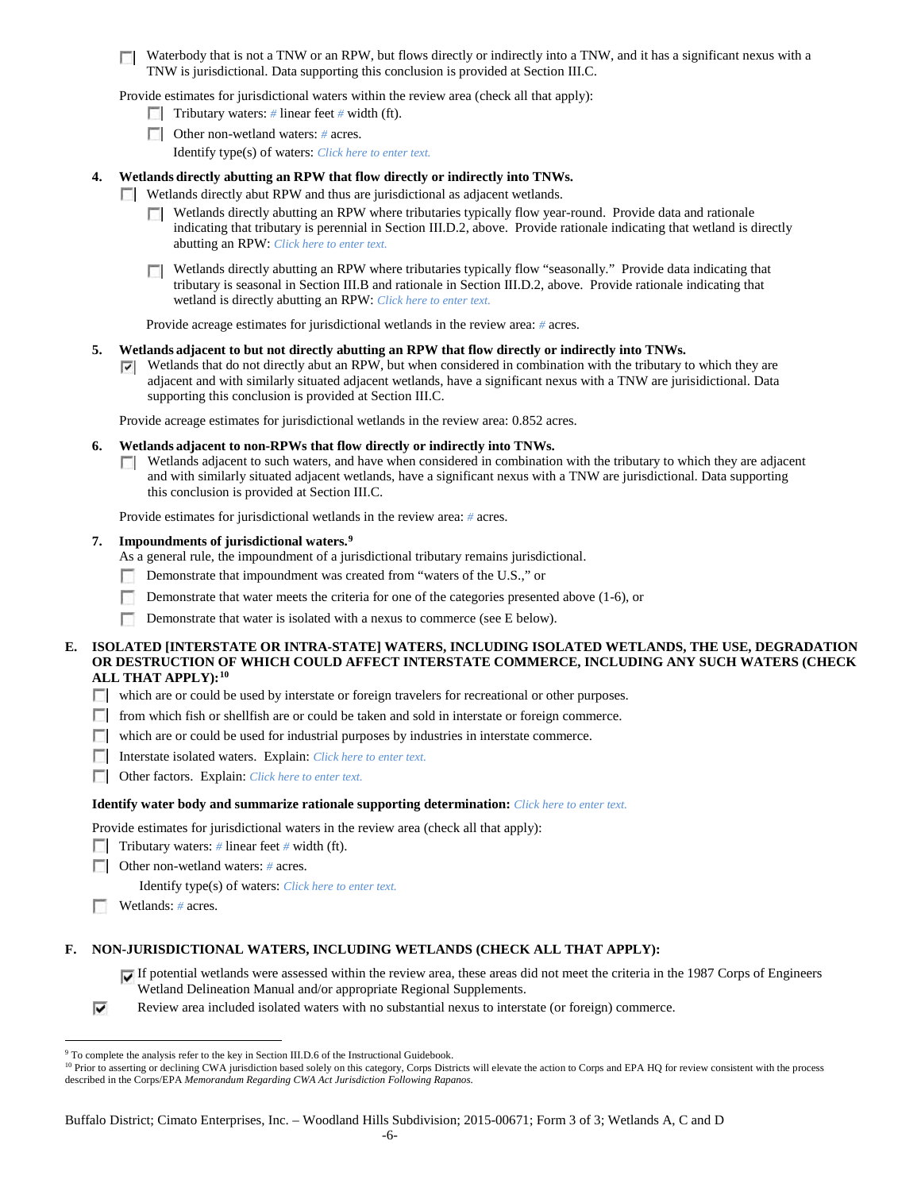☐ Waterbody that is not a TNW or an RPW, but flows directly or indirectly into a TNW, and it has a significant nexus with a TNW is jurisdictional. Data supporting this conclusion is provided at Section III.C.

Provide estimates for jurisdictional waters within the review area (check all that apply):

- ☐ Tributary waters: # linear feet # width (ft).
- ☐ Other non-wetland waters: # acres.
  - Identify type(s) of waters: *Click here to enter text.*

**4. Wetlands directly abutting an RPW that flow directly or indirectly into TNWs.**

☐ Wetlands directly abut RPW and thus are jurisdictional as adjacent wetlands.

- ☐ Wetlands directly abutting an RPW where tributaries typically flow year-round. Provide data and rationale indicating that tributary is perennial in Section III.D.2, above. Provide rationale indicating that wetland is directly abutting an RPW: *Click here to enter text.*
- ☐ Wetlands directly abutting an RPW where tributaries typically flow "seasonally." Provide data indicating that tributary is seasonal in Section III.B and rationale in Section III.D.2, above. Provide rationale indicating that wetland is directly abutting an RPW: *Click here to enter text.*

Provide acreage estimates for jurisdictional wetlands in the review area: # acres.

**5. Wetlands adjacent to but not directly abutting an RPW that flow directly or indirectly into TNWs.**

☑ Wetlands that do not directly abut an RPW, but when considered in combination with the tributary to which they are adjacent and with similarly situated adjacent wetlands, have a significant nexus with a TNW are jurisidictional. Data supporting this conclusion is provided at Section III.C.

Provide acreage estimates for jurisdictional wetlands in the review area: 0.852 acres.

**6. Wetlands adjacent to non-RPWs that flow directly or indirectly into TNWs.**

☐ Wetlands adjacent to such waters, and have when considered in combination with the tributary to which they are adjacent and with similarly situated adjacent wetlands, have a significant nexus with a TNW are jurisdictional. Data supporting this conclusion is provided at Section III.C.

Provide estimates for jurisdictional wetlands in the review area: # acres.

**7. Impoundments of jurisdictional waters.**[9]

As a general rule, the impoundment of a jurisdictional tributary remains jurisdictional.

- ☐ Demonstrate that impoundment was created from "waters of the U.S.," or
- ☐ Demonstrate that water meets the criteria for one of the categories presented above (1-6), or
- ☐ Demonstrate that water is isolated with a nexus to commerce (see E below).

## E. ISOLATED [INTERSTATE OR INTRA-STATE] WATERS, INCLUDING ISOLATED WETLANDS, THE USE, DEGRADATION OR DESTRUCTION OF WHICH COULD AFFECT INTERSTATE COMMERCE, INCLUDING ANY SUCH WATERS (CHECK ALL THAT APPLY):[10]

- ☐ which are or could be used by interstate or foreign travelers for recreational or other purposes.
- ☐ from which fish or shellfish are or could be taken and sold in interstate or foreign commerce.
- ☐ which are or could be used for industrial purposes by industries in interstate commerce.
- ☐ Interstate isolated waters. Explain: *Click here to enter text.*
- ☐ Other factors. Explain: *Click here to enter text.*

**Identify water body and summarize rationale supporting determination:** *Click here to enter text.*

Provide estimates for jurisdictional waters in the review area (check all that apply):

- ☐ Tributary waters: # linear feet # width (ft).
- ☐ Other non-wetland waters: # acres.
  - Identify type(s) of waters: *Click here to enter text.*
- ☐ Wetlands: # acres.

## F. NON-JURISDICTIONAL WATERS, INCLUDING WETLANDS (CHECK ALL THAT APPLY):

- ☑ If potential wetlands were assessed within the review area, these areas did not meet the criteria in the 1987 Corps of Engineers Wetland Delineation Manual and/or appropriate Regional Supplements.
- ☑ Review area included isolated waters with no substantial nexus to interstate (or foreign) commerce.

---

[9] To complete the analysis refer to the key in Section III.D.6 of the Instructional Guidebook.

[10] Prior to asserting or declining CWA jurisdiction based solely on this category, Corps Districts will elevate the action to Corps and EPA HQ for review consistent with the process described in the Corps/EPA *Memorandum Regarding CWA Act Jurisdiction Following Rapanos.*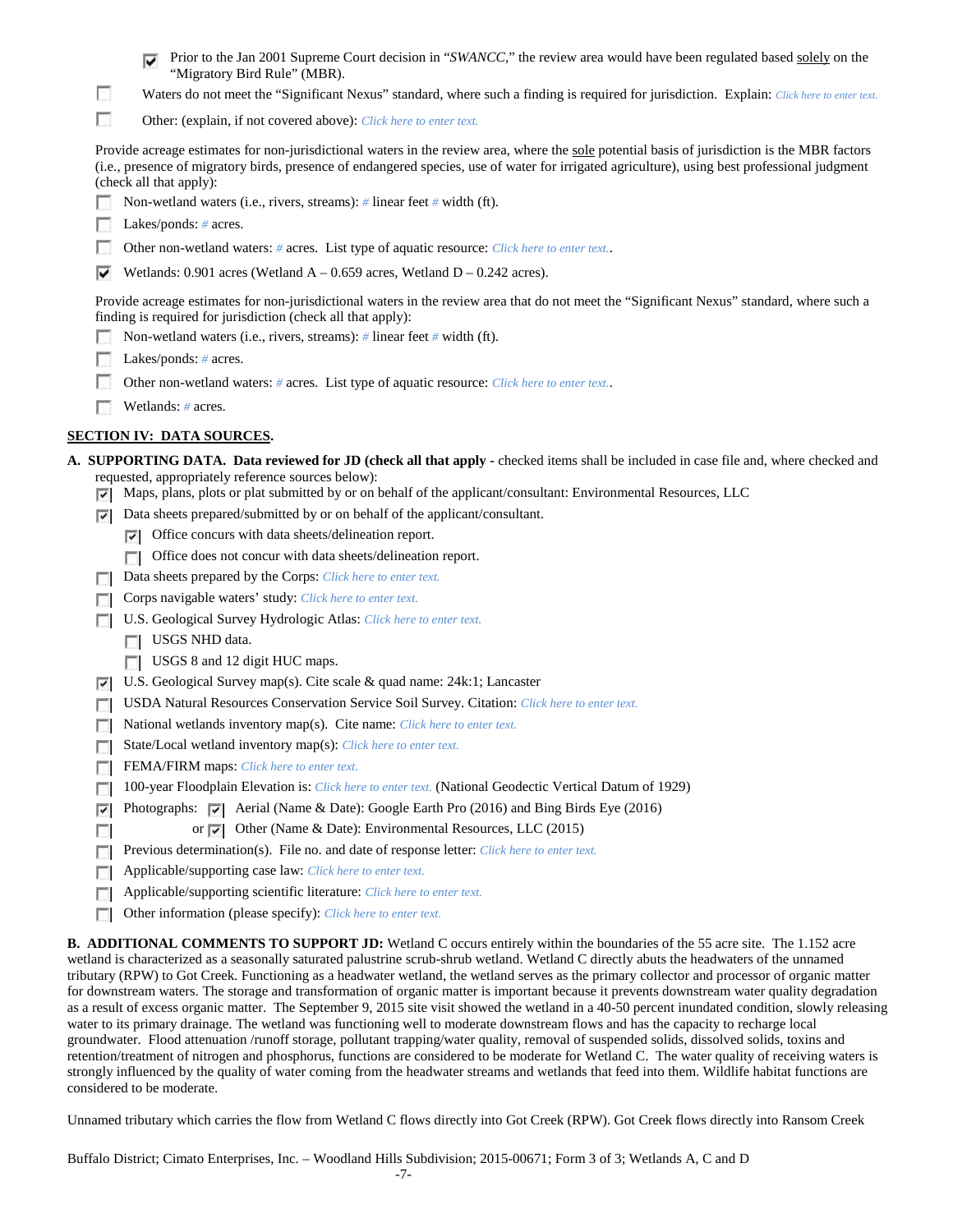- [x] Prior to the Jan 2001 Supreme Court decision in "*SWANCC*," the review area would have been regulated based solely on the "Migratory Bird Rule" (MBR).

- [ ] Waters do not meet the "Significant Nexus" standard, where such a finding is required for jurisdiction. Explain: *Click here to enter text.*

- [ ] Other: (explain, if not covered above): *Click here to enter text.*

Provide acreage estimates for non-jurisdictional waters in the review area, where the sole potential basis of jurisdiction is the MBR factors (i.e., presence of migratory birds, presence of endangered species, use of water for irrigated agriculture), using best professional judgment (check all that apply):

- [ ] Non-wetland waters (i.e., rivers, streams): # linear feet # width (ft).
- [ ] Lakes/ponds: # acres.
- [ ] Other non-wetland waters: # acres. List type of aquatic resource: *Click here to enter text.*.
- [x] Wetlands: 0.901 acres (Wetland A – 0.659 acres, Wetland D – 0.242 acres).

Provide acreage estimates for non-jurisdictional waters in the review area that do not meet the "Significant Nexus" standard, where such a finding is required for jurisdiction (check all that apply):

- [ ] Non-wetland waters (i.e., rivers, streams): # linear feet # width (ft).
- [ ] Lakes/ponds: # acres.
- [ ] Other non-wetland waters: # acres. List type of aquatic resource: *Click here to enter text.*.
- [ ] Wetlands: # acres.

## SECTION IV: DATA SOURCES.

**A. SUPPORTING DATA. Data reviewed for JD (check all that apply** - checked items shall be included in case file and, where checked and requested, appropriately reference sources below):

- [x] Maps, plans, plots or plat submitted by or on behalf of the applicant/consultant: Environmental Resources, LLC
- [x] Data sheets prepared/submitted by or on behalf of the applicant/consultant.
  - [x] Office concurs with data sheets/delineation report.
  - [ ] Office does not concur with data sheets/delineation report.
- [ ] Data sheets prepared by the Corps: *Click here to enter text.*
- [ ] Corps navigable waters' study: *Click here to enter text.*
- [ ] U.S. Geological Survey Hydrologic Atlas: *Click here to enter text.*
  - [ ] USGS NHD data.
  - [ ] USGS 8 and 12 digit HUC maps.
- [x] U.S. Geological Survey map(s). Cite scale & quad name: 24k:1; Lancaster
- [ ] USDA Natural Resources Conservation Service Soil Survey. Citation: *Click here to enter text.*
- [ ] National wetlands inventory map(s). Cite name: *Click here to enter text.*
- [ ] State/Local wetland inventory map(s): *Click here to enter text.*
- [ ] FEMA/FIRM maps: *Click here to enter text.*
- [ ] 100-year Floodplain Elevation is: *Click here to enter text.* (National Geodectic Vertical Datum of 1929)
- [x] Photographs: [x] Aerial (Name & Date): Google Earth Pro (2016) and Bing Birds Eye (2016)
- [ ] or [x] Other (Name & Date): Environmental Resources, LLC (2015)
- [ ] Previous determination(s). File no. and date of response letter: *Click here to enter text.*
- [ ] Applicable/supporting case law: *Click here to enter text.*
- [ ] Applicable/supporting scientific literature: *Click here to enter text.*
- [ ] Other information (please specify): *Click here to enter text.*

**B. ADDITIONAL COMMENTS TO SUPPORT JD:** Wetland C occurs entirely within the boundaries of the 55 acre site. The 1.152 acre wetland is characterized as a seasonally saturated palustrine scrub-shrub wetland. Wetland C directly abuts the headwaters of the unnamed tributary (RPW) to Got Creek. Functioning as a headwater wetland, the wetland serves as the primary collector and processor of organic matter for downstream waters. The storage and transformation of organic matter is important because it prevents downstream water quality degradation as a result of excess organic matter. The September 9, 2015 site visit showed the wetland in a 40-50 percent inundated condition, slowly releasing water to its primary drainage. The wetland was functioning well to moderate downstream flows and has the capacity to recharge local groundwater. Flood attenuation /runoff storage, pollutant trapping/water quality, removal of suspended solids, dissolved solids, toxins and retention/treatment of nitrogen and phosphorus, functions are considered to be moderate for Wetland C. The water quality of receiving waters is strongly influenced by the quality of water coming from the headwater streams and wetlands that feed into them. Wildlife habitat functions are considered to be moderate.

Unnamed tributary which carries the flow from Wetland C flows directly into Got Creek (RPW). Got Creek flows directly into Ransom Creek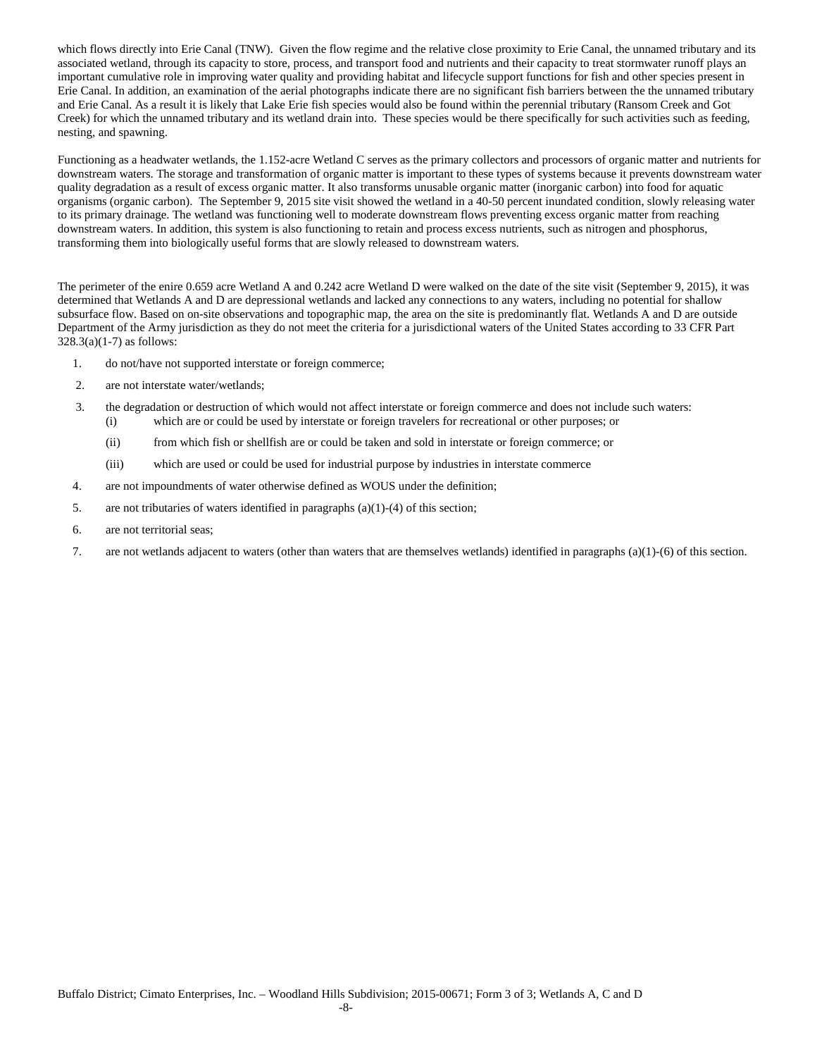which flows directly into Erie Canal (TNW). Given the flow regime and the relative close proximity to Erie Canal, the unnamed tributary and its associated wetland, through its capacity to store, process, and transport food and nutrients and their capacity to treat stormwater runoff plays an important cumulative role in improving water quality and providing habitat and lifecycle support functions for fish and other species present in Erie Canal. In addition, an examination of the aerial photographs indicate there are no significant fish barriers between the the unnamed tributary and Erie Canal. As a result it is likely that Lake Erie fish species would also be found within the perennial tributary (Ransom Creek and Got Creek) for which the unnamed tributary and its wetland drain into. These species would be there specifically for such activities such as feeding, nesting, and spawning.

Functioning as a headwater wetlands, the 1.152-acre Wetland C serves as the primary collectors and processors of organic matter and nutrients for downstream waters. The storage and transformation of organic matter is important to these types of systems because it prevents downstream water quality degradation as a result of excess organic matter. It also transforms unusable organic matter (inorganic carbon) into food for aquatic organisms (organic carbon). The September 9, 2015 site visit showed the wetland in a 40-50 percent inundated condition, slowly releasing water to its primary drainage. The wetland was functioning well to moderate downstream flows preventing excess organic matter from reaching downstream waters. In addition, this system is also functioning to retain and process excess nutrients, such as nitrogen and phosphorus, transforming them into biologically useful forms that are slowly released to downstream waters.

The perimeter of the enire 0.659 acre Wetland A and 0.242 acre Wetland D were walked on the date of the site visit (September 9, 2015), it was determined that Wetlands A and D are depressional wetlands and lacked any connections to any waters, including no potential for shallow subsurface flow. Based on on-site observations and topographic map, the area on the site is predominantly flat. Wetlands A and D are outside Department of the Army jurisdiction as they do not meet the criteria for a jurisdictional waters of the United States according to 33 CFR Part 328.3(a)(1-7) as follows:

1. do not/have not supported interstate or foreign commerce;
2. are not interstate water/wetlands;
3. the degradation or destruction of which would not affect interstate or foreign commerce and does not include such waters:
   (i) which are or could be used by interstate or foreign travelers for recreational or other purposes; or
   (ii) from which fish or shellfish are or could be taken and sold in interstate or foreign commerce; or
   (iii) which are used or could be used for industrial purpose by industries in interstate commerce
4. are not impoundments of water otherwise defined as WOUS under the definition;
5. are not tributaries of waters identified in paragraphs (a)(1)-(4) of this section;
6. are not territorial seas;
7. are not wetlands adjacent to waters (other than waters that are themselves wetlands) identified in paragraphs (a)(1)-(6) of this section.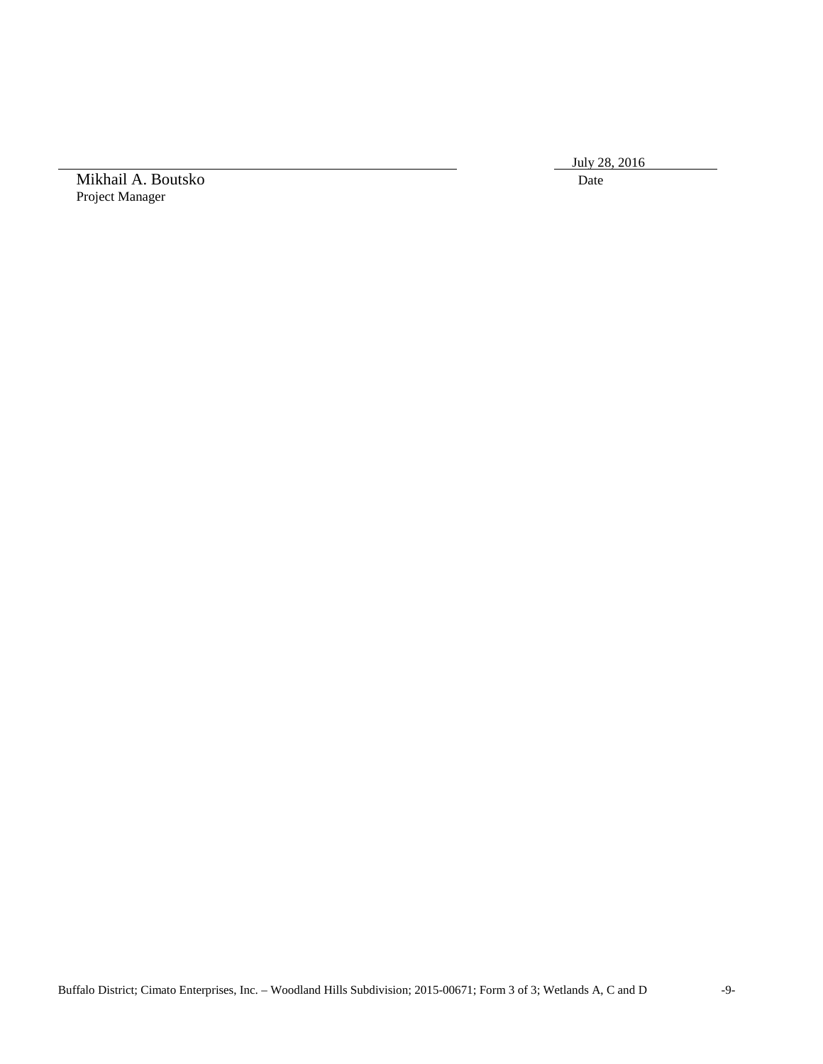July 28, 2016

Mikhail A. Boutsko
Project Manager

Date